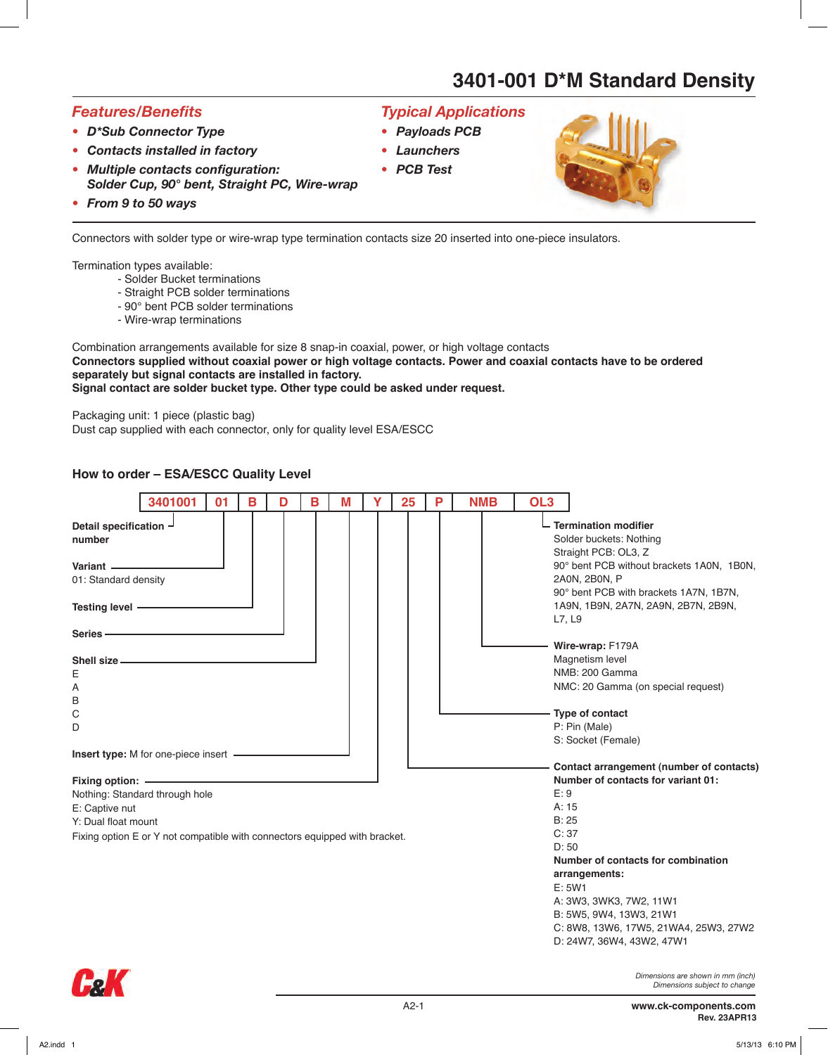# 3401-001 D*M Standard Density

## Features/Benefits

- ***D*Sub Connector Type***
- ***Contacts installed in factory***
- ***Multiple contacts configuration: Solder Cup, 90° bent, Straight PC, Wire-wrap***
- ***From 9 to 50 ways***

## Typical Applications

- ***Payloads PCB***
- ***Launchers***
- ***PCB Test***

Connectors with solder type or wire-wrap type termination contacts size 20 inserted into one-piece insulators.

Termination types available:
- Solder Bucket terminations
- Straight PCB solder terminations
- 90° bent PCB solder terminations
- Wire-wrap terminations

Combination arrangements available for size 8 snap-in coaxial, power, or high voltage contacts
**Connectors supplied without coaxial power or high voltage contacts. Power and coaxial contacts have to be ordered separately but signal contacts are installed in factory.**
**Signal contact are solder bucket type. Other type could be asked under request.**

Packaging unit: 1 piece (plastic bag)
Dust cap supplied with each connector, only for quality level ESA/ESCC

### How to order – ESA/ESCC Quality Level

| 3401001 | 01 | B | D | B | M | Y | 25 | P | NMB | OL3 |
|---|---|---|---|---|---|---|---|---|---|---|

**Detail specification number**

**Variant**
01: Standard density

**Testing level**

**Series**

**Shell size**
E
A
B
C
D

**Insert type:** M for one-piece insert

**Fixing option:**
Nothing: Standard through hole
E: Captive nut
Y: Dual float mount
Fixing option E or Y not compatible with connectors equipped with bracket.

**Termination modifier**
Solder buckets: Nothing
Straight PCB: OL3, Z
90° bent PCB without brackets 1A0N, 1B0N, 2A0N, 2B0N, P
90° bent PCB with brackets 1A7N, 1B7N, 1A9N, 1B9N, 2A7N, 2A9N, 2B7N, 2B9N, L7, L9

**Wire-wrap:** F179A
Magnetism level
NMB: 200 Gamma
NMC: 20 Gamma (on special request)

**Type of contact**
P: Pin (Male)
S: Socket (Female)

**Contact arrangement (number of contacts)**
**Number of contacts for variant 01:**
E: 9
A: 15
B: 25
C: 37
D: 50
**Number of contacts for combination arrangements:**
E: 5W1
A: 3W3, 3WK3, 7W2, 11W1
B: 5W5, 9W4, 13W3, 21W1
C: 8W8, 13W6, 17W5, 21WA4, 25W3, 27W2
D: 24W7, 36W4, 43W2, 47W1

*Dimensions are shown in mm (inch)*
*Dimensions subject to change*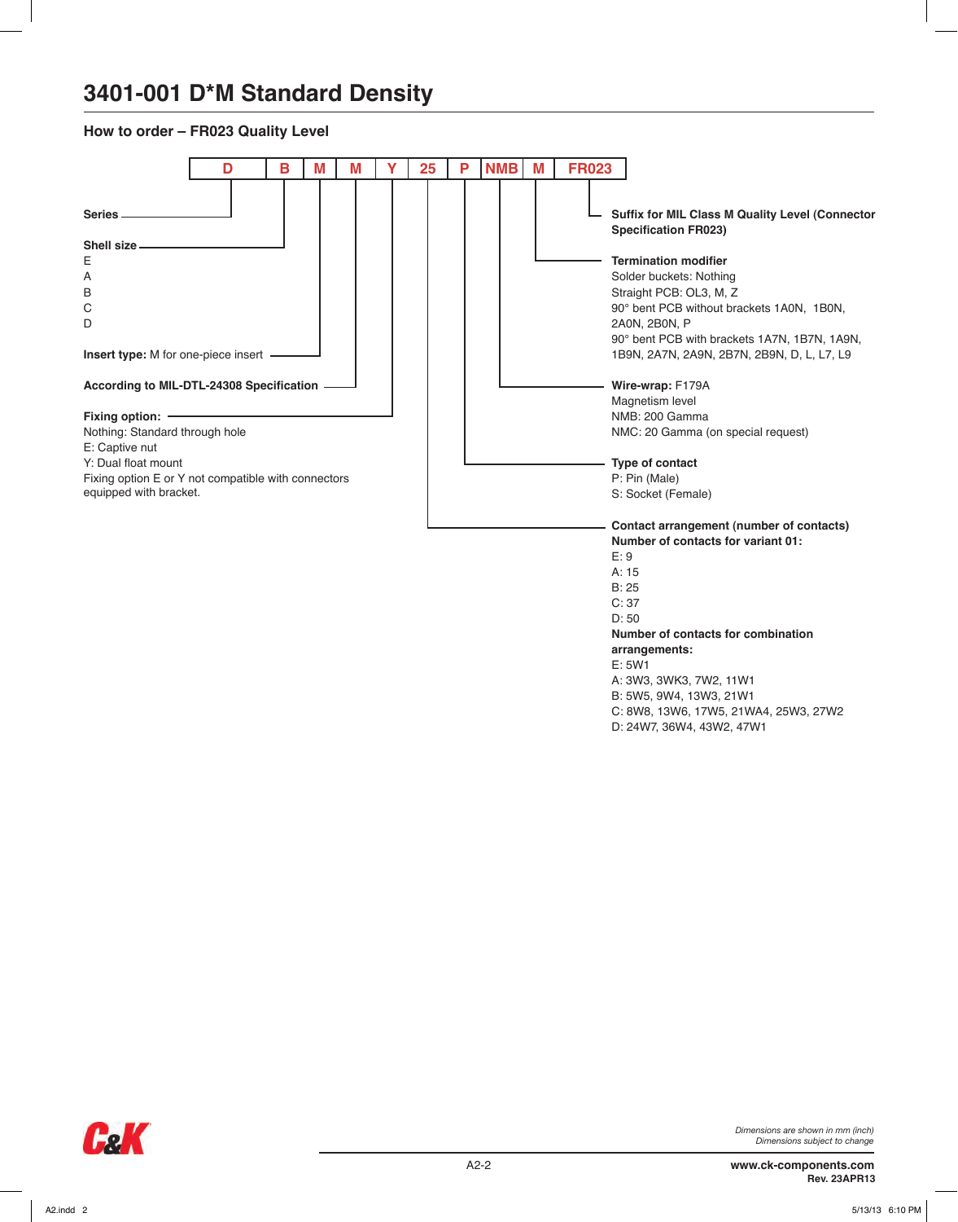# 3401-001 D*M Standard Density

## How to order – FR023 Quality Level

| D | B | M | M | Y | 25 | P | NMB | M | FR023 |
|---|---|---|---|---|---|---|---|---|---|

**Series**

**Shell size**
E
A
B
C
D

**Insert type:** M for one-piece insert

**According to MIL-DTL-24308 Specification**

**Fixing option:**
Nothing: Standard through hole
E: Captive nut
Y: Dual float mount
Fixing option E or Y not compatible with connectors equipped with bracket.

**Suffix for MIL Class M Quality Level (Connector Specification FR023)**

**Termination modifier**
Solder buckets: Nothing
Straight PCB: OL3, M, Z
90° bent PCB without brackets 1A0N, 1B0N, 2A0N, 2B0N, P
90° bent PCB with brackets 1A7N, 1B7N, 1A9N, 1B9N, 2A7N, 2A9N, 2B7N, 2B9N, D, L, L7, L9

**Wire-wrap:** F179A
Magnetism level
NMB: 200 Gamma
NMC: 20 Gamma (on special request)

**Type of contact**
P: Pin (Male)
S: Socket (Female)

**Contact arrangement (number of contacts)**
**Number of contacts for variant 01:**
E: 9
A: 15
B: 25
C: 37
D: 50
**Number of contacts for combination arrangements:**
E: 5W1
A: 3W3, 3WK3, 7W2, 11W1
B: 5W5, 9W4, 13W3, 21W1
C: 8W8, 13W6, 17W5, 21WA4, 25W3, 27W2
D: 24W7, 36W4, 43W2, 47W1

*Dimensions are shown in mm (inch)*
*Dimensions subject to change*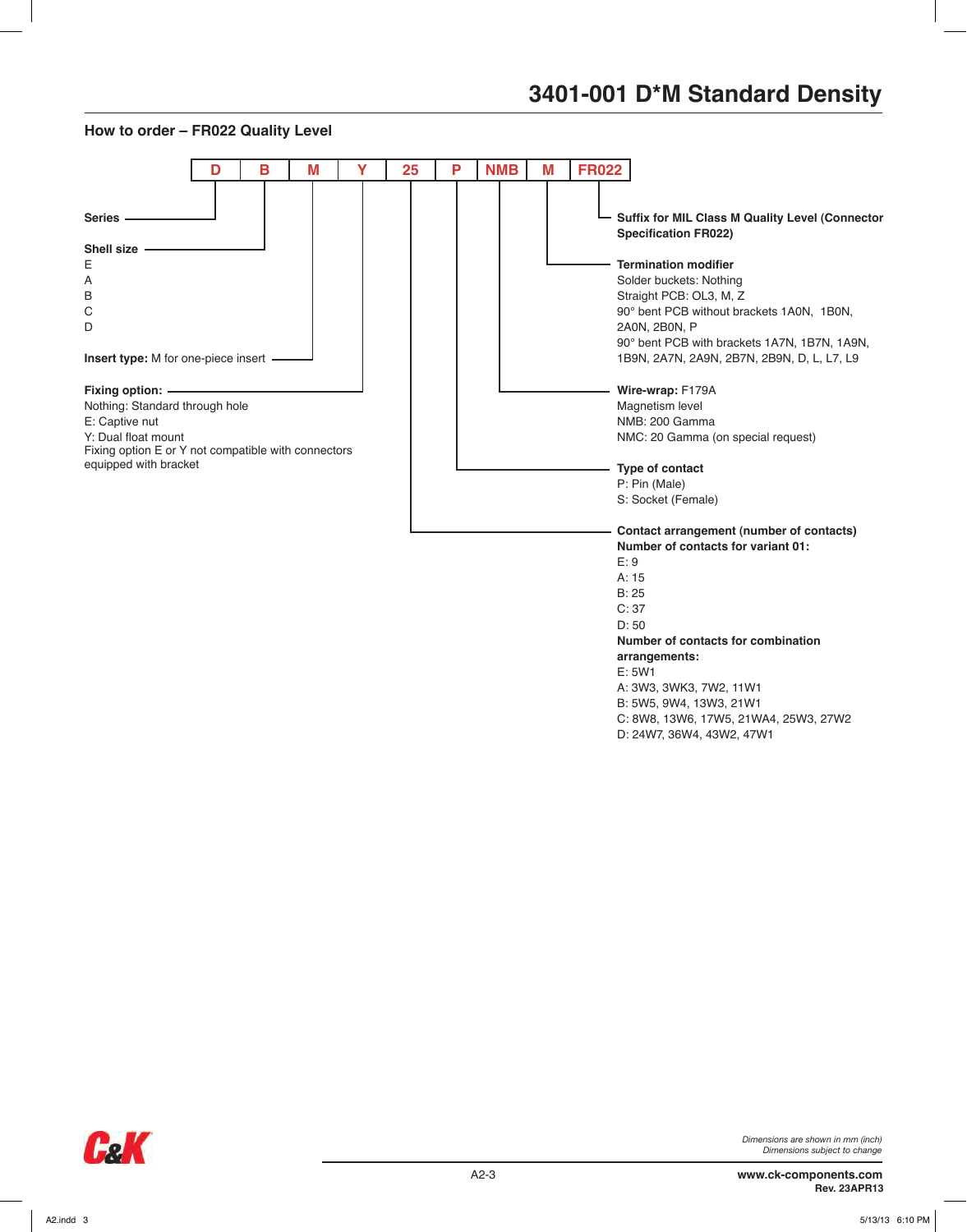# 3401-001 D*M Standard Density

## How to order – FR022 Quality Level

| D | B | M | Y | 25 | P | NMB | M | FR022 |
|---|---|---|---|---|---|---|---|---|

**Series**

**Shell size**
E
A
B
C
D

**Insert type:** M for one-piece insert

**Fixing option:**
Nothing: Standard through hole
E: Captive nut
Y: Dual float mount
Fixing option E or Y not compatible with connectors equipped with bracket

**Suffix for MIL Class M Quality Level (Connector Specification FR022)**

**Termination modifier**
Solder buckets: Nothing
Straight PCB: OL3, M, Z
90° bent PCB without brackets 1A0N, 1B0N, 2A0N, 2B0N, P
90° bent PCB with brackets 1A7N, 1B7N, 1A9N, 1B9N, 2A7N, 2A9N, 2B7N, 2B9N, D, L, L7, L9

**Wire-wrap:** F179A
Magnetism level
NMB: 200 Gamma
NMC: 20 Gamma (on special request)

**Type of contact**
P: Pin (Male)
S: Socket (Female)

**Contact arrangement (number of contacts)**
**Number of contacts for variant 01:**
E: 9
A: 15
B: 25
C: 37
D: 50
**Number of contacts for combination arrangements:**
E: 5W1
A: 3W3, 3WK3, 7W2, 11W1
B: 5W5, 9W4, 13W3, 21W1
C: 8W8, 13W6, 17W5, 21WA4, 25W3, 27W2
D: 24W7, 36W4, 43W2, 47W1

*Dimensions are shown in mm (inch)*
*Dimensions subject to change*

**www.ck-components.com**
**Rev. 23APR13**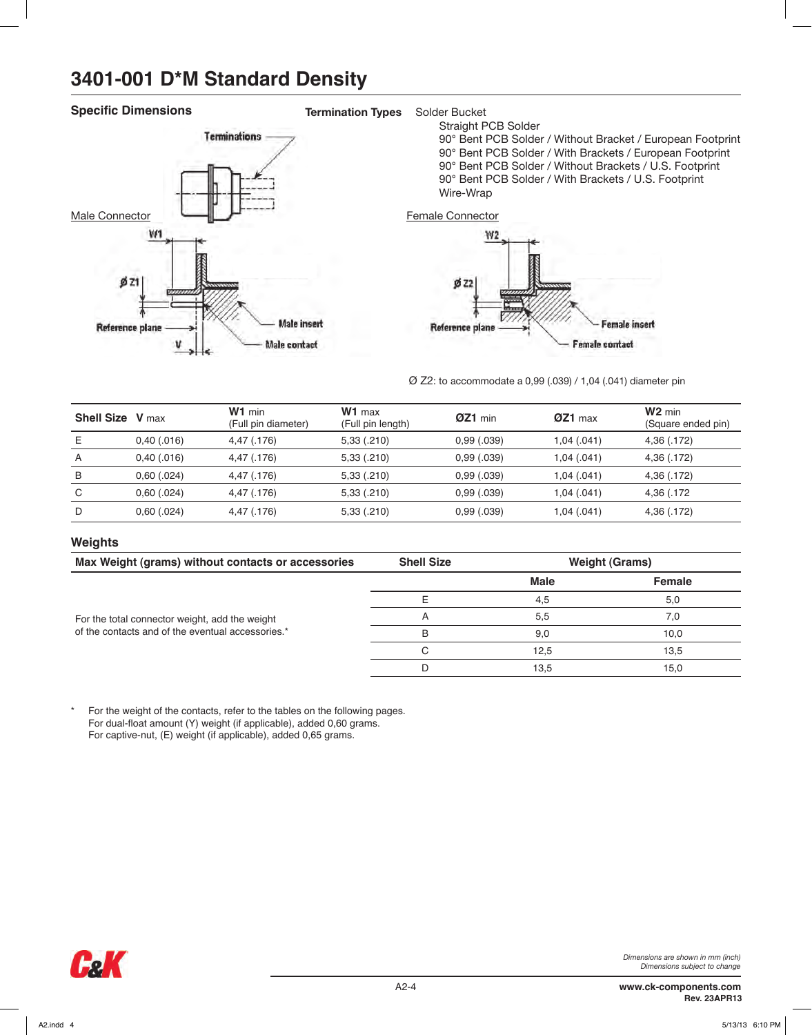# 3401-001 D*M Standard Density

## Specific Dimensions

**Termination Types** Solder Bucket
- Straight PCB Solder
- 90° Bent PCB Solder / Without Bracket / European Footprint
- 90° Bent PCB Solder / With Brackets / European Footprint
- 90° Bent PCB Solder / Without Brackets / U.S. Footprint
- 90° Bent PCB Solder / With Brackets / U.S. Footprint
- Wire-Wrap

Terminations

Male Connector

W1, ø Z1, Reference plane, V, Male insert, Male contact

Female Connector

W2, ø Z2, Reference plane, Female insert, Female contact

Ø Z2: to accommodate a 0,99 (.039) / 1,04 (.041) diameter pin

| Shell Size | V max | W1 min (Full pin diameter) | W1 max (Full pin length) | ØZ1 min | ØZ1 max | W2 min (Square ended pin) |
|---|---|---|---|---|---|---|
| E | 0,40 (.016) | 4,47 (.176) | 5,33 (.210) | 0,99 (.039) | 1,04 (.041) | 4,36 (.172) |
| A | 0,40 (.016) | 4,47 (.176) | 5,33 (.210) | 0,99 (.039) | 1,04 (.041) | 4,36 (.172) |
| B | 0,60 (.024) | 4,47 (.176) | 5,33 (.210) | 0,99 (.039) | 1,04 (.041) | 4,36 (.172) |
| C | 0,60 (.024) | 4,47 (.176) | 5,33 (.210) | 0,99 (.039) | 1,04 (.041) | 4,36 (.172 |
| D | 0,60 (.024) | 4,47 (.176) | 5,33 (.210) | 0,99 (.039) | 1,04 (.041) | 4,36 (.172) |

## Weights

**Max Weight (grams) without contacts or accessories**

For the total connector weight, add the weight of the contacts and of the eventual accessories.*

| Shell Size | Weight (Grams) Male | Female |
|---|---|---|
| E | 4,5 | 5,0 |
| A | 5,5 | 7,0 |
| B | 9,0 | 10,0 |
| C | 12,5 | 13,5 |
| D | 13,5 | 15,0 |

\* For the weight of the contacts, refer to the tables on the following pages.
For dual-float amount (Y) weight (if applicable), added 0,60 grams.
For captive-nut, (E) weight (if applicable), added 0,65 grams.

*Dimensions are shown in mm (inch)*
*Dimensions subject to change*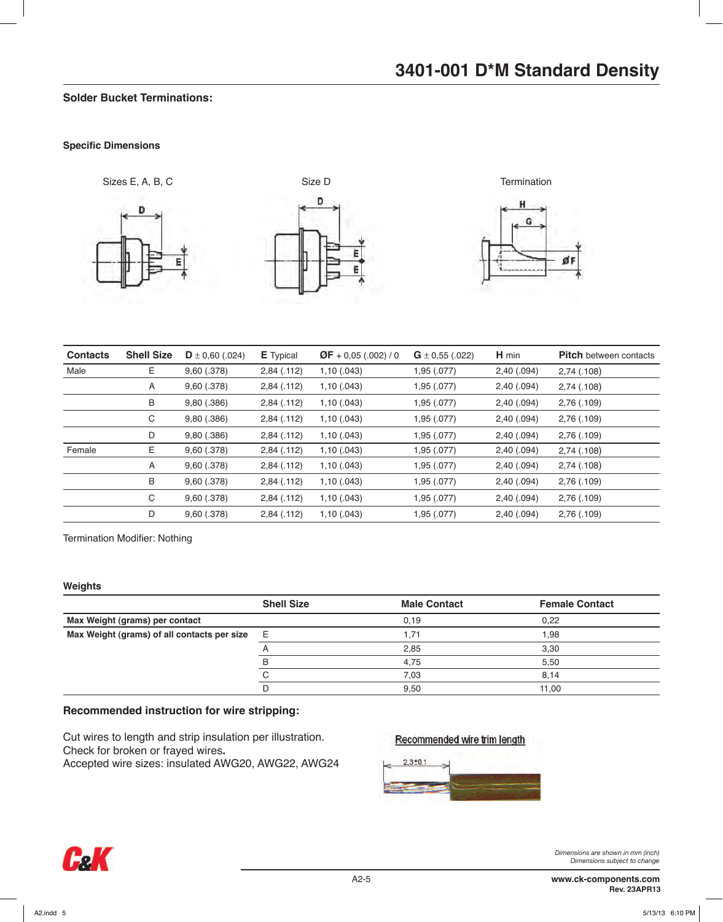# 3401-001 D*M Standard Density

## Solder Bucket Terminations:

### Specific Dimensions

Sizes E, A, B, C

Size D

Termination

| Contacts | Shell Size | D ± 0,60 (.024) | E Typical | ØF + 0,05 (.002) / 0 | G ± 0,55 (.022) | H min | Pitch between contacts |
|---|---|---|---|---|---|---|---|
| Male | E | 9,60 (.378) | 2,84 (.112) | 1,10 (.043) | 1,95 (.077) | 2,40 (.094) | 2,74 (.108) |
| | A | 9,60 (.378) | 2,84 (.112) | 1,10 (.043) | 1,95 (.077) | 2,40 (.094) | 2,74 (.108) |
| | B | 9,80 (.386) | 2,84 (.112) | 1,10 (.043) | 1,95 (.077) | 2,40 (.094) | 2,76 (.109) |
| | C | 9,80 (.386) | 2,84 (.112) | 1,10 (.043) | 1,95 (.077) | 2,40 (.094) | 2,76 (.109) |
| | D | 9,80 (.386) | 2,84 (.112) | 1,10 (.043) | 1,95 (.077) | 2,40 (.094) | 2,76 (.109) |
| Female | E | 9,60 (.378) | 2,84 (.112) | 1,10 (.043) | 1,95 (.077) | 2,40 (.094) | 2,74 (.108) |
| | A | 9,60 (.378) | 2,84 (.112) | 1,10 (.043) | 1,95 (.077) | 2,40 (.094) | 2,74 (.108) |
| | B | 9,60 (.378) | 2,84 (.112) | 1,10 (.043) | 1,95 (.077) | 2,40 (.094) | 2,76 (.109) |
| | C | 9,60 (.378) | 2,84 (.112) | 1,10 (.043) | 1,95 (.077) | 2,40 (.094) | 2,76 (.109) |
| | D | 9,60 (.378) | 2,84 (.112) | 1,10 (.043) | 1,95 (.077) | 2,40 (.094) | 2,76 (.109) |

Termination Modifier: Nothing

### Weights

| | Shell Size | Male Contact | Female Contact |
|---|---|---|---|
| **Max Weight (grams) per contact** | | 0,19 | 0,22 |
| **Max Weight (grams) of all contacts per size** | E | 1,71 | 1,98 |
| | A | 2,85 | 3,30 |
| | B | 4,75 | 5,50 |
| | C | 7,03 | 8,14 |
| | D | 9,50 | 11,00 |

### Recommended instruction for wire stripping:

Cut wires to length and strip insulation per illustration.
Check for broken or frayed wires.
Accepted wire sizes: insulated AWG20, AWG22, AWG24

Recommended wire trim length

2,3±0,1

*Dimensions are shown in mm (inch)*
*Dimensions subject to change*

**www.ck-components.com**
**Rev. 23APR13**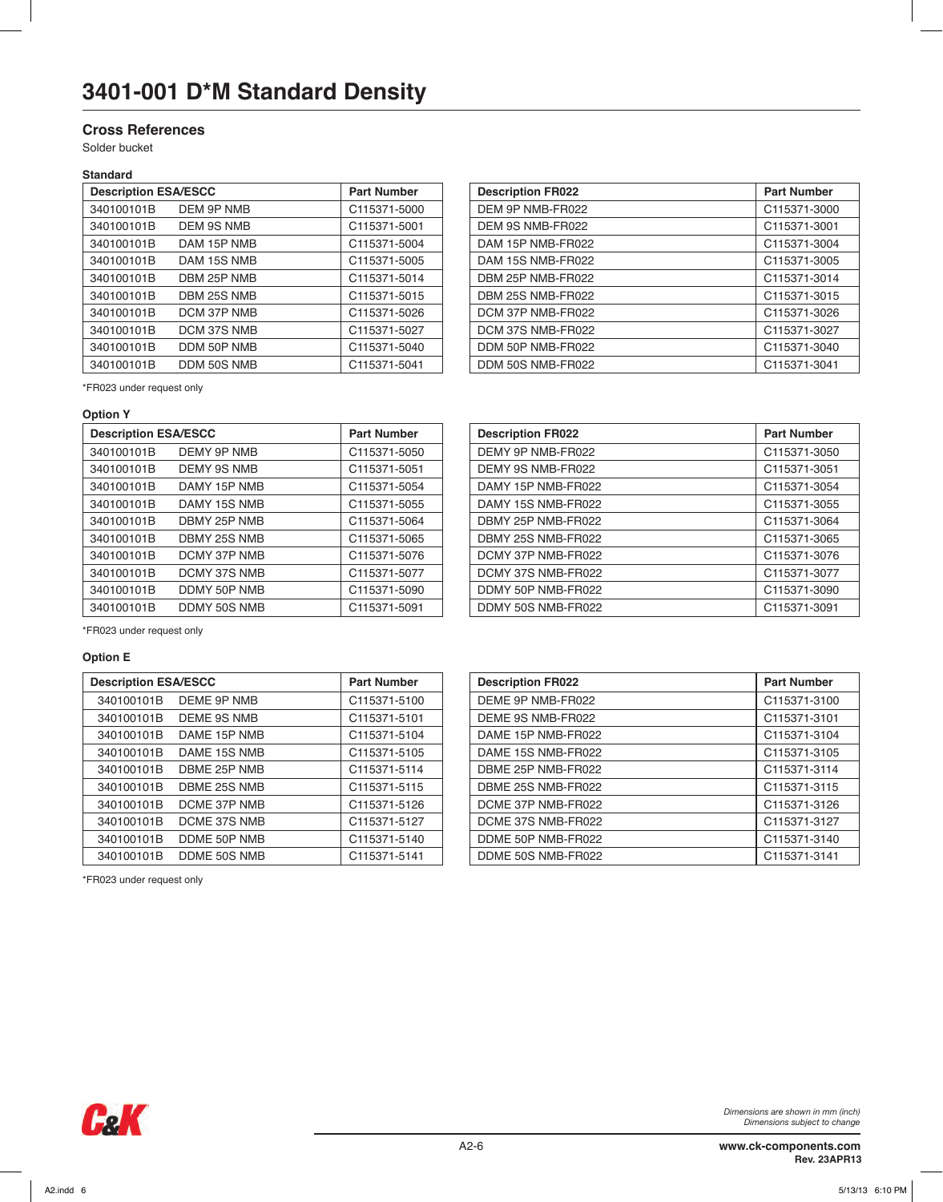# 3401-001 D*M Standard Density

## Cross References

Solder bucket

### Standard

| Description ESA/ESCC | | Part Number |
|---|---|---|
| 340100101B | DEM 9P NMB | C115371-5000 |
| 340100101B | DEM 9S NMB | C115371-5001 |
| 340100101B | DAM 15P NMB | C115371-5004 |
| 340100101B | DAM 15S NMB | C115371-5005 |
| 340100101B | DBM 25P NMB | C115371-5014 |
| 340100101B | DBM 25S NMB | C115371-5015 |
| 340100101B | DCM 37P NMB | C115371-5026 |
| 340100101B | DCM 37S NMB | C115371-5027 |
| 340100101B | DDM 50P NMB | C115371-5040 |
| 340100101B | DDM 50S NMB | C115371-5041 |

| Description FR022 | Part Number |
|---|---|
| DEM 9P NMB-FR022 | C115371-3000 |
| DEM 9S NMB-FR022 | C115371-3001 |
| DAM 15P NMB-FR022 | C115371-3004 |
| DAM 15S NMB-FR022 | C115371-3005 |
| DBM 25P NMB-FR022 | C115371-3014 |
| DBM 25S NMB-FR022 | C115371-3015 |
| DCM 37P NMB-FR022 | C115371-3026 |
| DCM 37S NMB-FR022 | C115371-3027 |
| DDM 50P NMB-FR022 | C115371-3040 |
| DDM 50S NMB-FR022 | C115371-3041 |

*FR023 under request only

### Option Y

| Description ESA/ESCC | | Part Number |
|---|---|---|
| 340100101B | DEMY 9P NMB | C115371-5050 |
| 340100101B | DEMY 9S NMB | C115371-5051 |
| 340100101B | DAMY 15P NMB | C115371-5054 |
| 340100101B | DAMY 15S NMB | C115371-5055 |
| 340100101B | DBMY 25P NMB | C115371-5064 |
| 340100101B | DBMY 25S NMB | C115371-5065 |
| 340100101B | DCMY 37P NMB | C115371-5076 |
| 340100101B | DCMY 37S NMB | C115371-5077 |
| 340100101B | DDMY 50P NMB | C115371-5090 |
| 340100101B | DDMY 50S NMB | C115371-5091 |

| Description FR022 | Part Number |
|---|---|
| DEMY 9P NMB-FR022 | C115371-3050 |
| DEMY 9S NMB-FR022 | C115371-3051 |
| DAMY 15P NMB-FR022 | C115371-3054 |
| DAMY 15S NMB-FR022 | C115371-3055 |
| DBMY 25P NMB-FR022 | C115371-3064 |
| DBMY 25S NMB-FR022 | C115371-3065 |
| DCMY 37P NMB-FR022 | C115371-3076 |
| DCMY 37S NMB-FR022 | C115371-3077 |
| DDMY 50P NMB-FR022 | C115371-3090 |
| DDMY 50S NMB-FR022 | C115371-3091 |

*FR023 under request only

### Option E

| Description ESA/ESCC | | Part Number |
|---|---|---|
| 340100101B | DEME 9P NMB | C115371-5100 |
| 340100101B | DEME 9S NMB | C115371-5101 |
| 340100101B | DAME 15P NMB | C115371-5104 |
| 340100101B | DAME 15S NMB | C115371-5105 |
| 340100101B | DBME 25P NMB | C115371-5114 |
| 340100101B | DBME 25S NMB | C115371-5115 |
| 340100101B | DCME 37P NMB | C115371-5126 |
| 340100101B | DCME 37S NMB | C115371-5127 |
| 340100101B | DDME 50P NMB | C115371-5140 |
| 340100101B | DDME 50S NMB | C115371-5141 |

| Description FR022 | Part Number |
|---|---|
| DEME 9P NMB-FR022 | C115371-3100 |
| DEME 9S NMB-FR022 | C115371-3101 |
| DAME 15P NMB-FR022 | C115371-3104 |
| DAME 15S NMB-FR022 | C115371-3105 |
| DBME 25P NMB-FR022 | C115371-3114 |
| DBME 25S NMB-FR022 | C115371-3115 |
| DCME 37P NMB-FR022 | C115371-3126 |
| DCME 37S NMB-FR022 | C115371-3127 |
| DDME 50P NMB-FR022 | C115371-3140 |
| DDME 50S NMB-FR022 | C115371-3141 |

*FR023 under request only

*Dimensions are shown in mm (inch)*
*Dimensions subject to change*

**www.ck-components.com**
**Rev. 23APR13**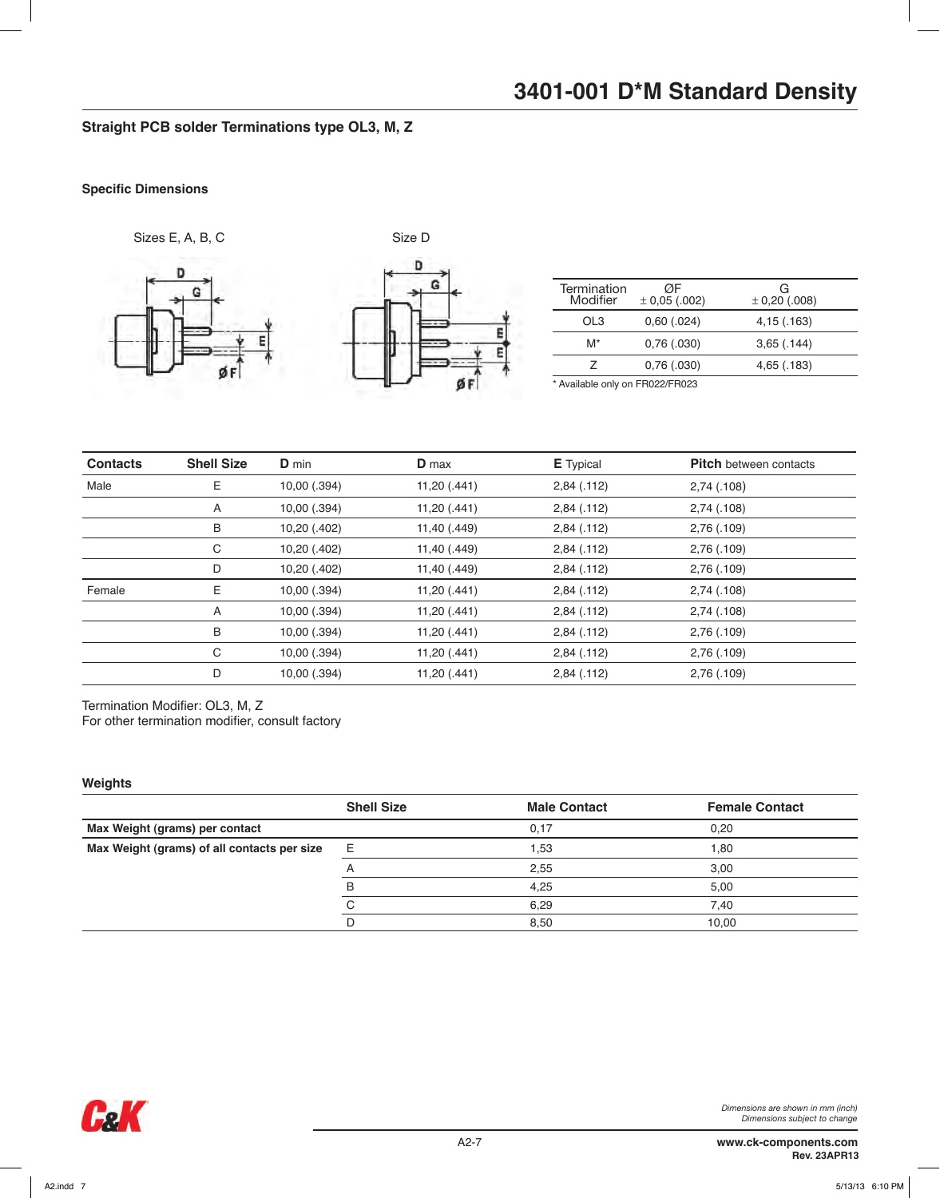# 3401-001 D*M Standard Density

## Straight PCB solder Terminations type OL3, M, Z

### Specific Dimensions

Sizes E, A, B, C

Size D

| Termination Modifier | ØF ± 0,05 (.002) | G ± 0,20 (.008) |
|---|---|---|
| OL3 | 0,60 (.024) | 4,15 (.163) |
| M* | 0,76 (.030) | 3,65 (.144) |
| Z | 0,76 (.030) | 4,65 (.183) |

* Available only on FR022/FR023

| **Contacts** | **Shell Size** | **D** min | **D** max | **E** Typical | **Pitch** between contacts |
|---|---|---|---|---|---|
| Male | E | 10,00 (.394) | 11,20 (.441) | 2,84 (.112) | 2,74 (.108) |
| | A | 10,00 (.394) | 11,20 (.441) | 2,84 (.112) | 2,74 (.108) |
| | B | 10,20 (.402) | 11,40 (.449) | 2,84 (.112) | 2,76 (.109) |
| | C | 10,20 (.402) | 11,40 (.449) | 2,84 (.112) | 2,76 (.109) |
| | D | 10,20 (.402) | 11,40 (.449) | 2,84 (.112) | 2,76 (.109) |
| Female | E | 10,00 (.394) | 11,20 (.441) | 2,84 (.112) | 2,74 (.108) |
| | A | 10,00 (.394) | 11,20 (.441) | 2,84 (.112) | 2,74 (.108) |
| | B | 10,00 (.394) | 11,20 (.441) | 2,84 (.112) | 2,76 (.109) |
| | C | 10,00 (.394) | 11,20 (.441) | 2,84 (.112) | 2,76 (.109) |
| | D | 10,00 (.394) | 11,20 (.441) | 2,84 (.112) | 2,76 (.109) |

Termination Modifier: OL3, M, Z
For other termination modifier, consult factory

### Weights

| | Shell Size | Male Contact | Female Contact |
|---|---|---|---|
| **Max Weight (grams) per contact** | | 0,17 | 0,20 |
| **Max Weight (grams) of all contacts per size** | E | 1,53 | 1,80 |
| | A | 2,55 | 3,00 |
| | B | 4,25 | 5,00 |
| | C | 6,29 | 7,40 |
| | D | 8,50 | 10,00 |

*Dimensions are shown in mm (inch)*
*Dimensions subject to change*

**www.ck-components.com**
**Rev. 23APR13**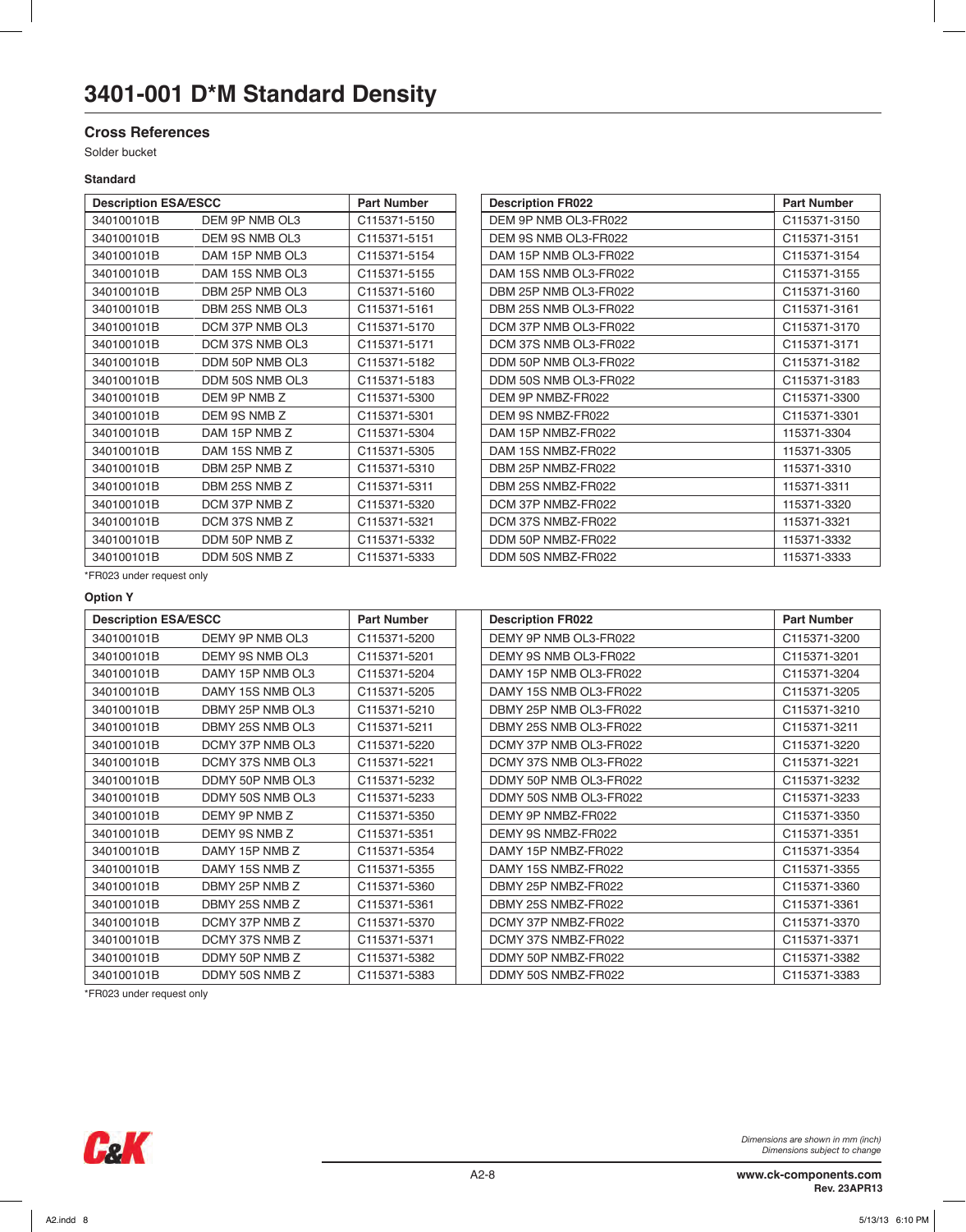# 3401-001 D*M Standard Density

## Cross References

Solder bucket

### Standard

| Description ESA/ESCC | | Part Number |
|---|---|---|
| 340100101B | DEM 9P NMB OL3 | C115371-5150 |
| 340100101B | DEM 9S NMB OL3 | C115371-5151 |
| 340100101B | DAM 15P NMB OL3 | C115371-5154 |
| 340100101B | DAM 15S NMB OL3 | C115371-5155 |
| 340100101B | DBM 25P NMB OL3 | C115371-5160 |
| 340100101B | DBM 25S NMB OL3 | C115371-5161 |
| 340100101B | DCM 37P NMB OL3 | C115371-5170 |
| 340100101B | DCM 37S NMB OL3 | C115371-5171 |
| 340100101B | DDM 50P NMB OL3 | C115371-5182 |
| 340100101B | DDM 50S NMB OL3 | C115371-5183 |
| 340100101B | DEM 9P NMB Z | C115371-5300 |
| 340100101B | DEM 9S NMB Z | C115371-5301 |
| 340100101B | DAM 15P NMB Z | C115371-5304 |
| 340100101B | DAM 15S NMB Z | C115371-5305 |
| 340100101B | DBM 25P NMB Z | C115371-5310 |
| 340100101B | DBM 25S NMB Z | C115371-5311 |
| 340100101B | DCM 37P NMB Z | C115371-5320 |
| 340100101B | DCM 37S NMB Z | C115371-5321 |
| 340100101B | DDM 50P NMB Z | C115371-5332 |
| 340100101B | DDM 50S NMB Z | C115371-5333 |

| Description FR022 | Part Number |
|---|---|
| DEM 9P NMB OL3-FR022 | C115371-3150 |
| DEM 9S NMB OL3-FR022 | C115371-3151 |
| DAM 15P NMB OL3-FR022 | C115371-3154 |
| DAM 15S NMB OL3-FR022 | C115371-3155 |
| DBM 25P NMB OL3-FR022 | C115371-3160 |
| DBM 25S NMB OL3-FR022 | C115371-3161 |
| DCM 37P NMB OL3-FR022 | C115371-3170 |
| DCM 37S NMB OL3-FR022 | C115371-3171 |
| DDM 50P NMB OL3-FR022 | C115371-3182 |
| DDM 50S NMB OL3-FR022 | C115371-3183 |
| DEM 9P NMBZ-FR022 | C115371-3300 |
| DEM 9S NMBZ-FR022 | C115371-3301 |
| DAM 15P NMBZ-FR022 | 115371-3304 |
| DAM 15S NMBZ-FR022 | 115371-3305 |
| DBM 25P NMBZ-FR022 | 115371-3310 |
| DBM 25S NMBZ-FR022 | 115371-3311 |
| DCM 37P NMBZ-FR022 | 115371-3320 |
| DCM 37S NMBZ-FR022 | 115371-3321 |
| DDM 50P NMBZ-FR022 | 115371-3332 |
| DDM 50S NMBZ-FR022 | 115371-3333 |

*FR023 under request only

### Option Y

| Description ESA/ESCC | | Part Number |
|---|---|---|
| 340100101B | DEMY 9P NMB OL3 | C115371-5200 |
| 340100101B | DEMY 9S NMB OL3 | C115371-5201 |
| 340100101B | DAMY 15P NMB OL3 | C115371-5204 |
| 340100101B | DAMY 15S NMB OL3 | C115371-5205 |
| 340100101B | DBMY 25P NMB OL3 | C115371-5210 |
| 340100101B | DBMY 25S NMB OL3 | C115371-5211 |
| 340100101B | DCMY 37P NMB OL3 | C115371-5220 |
| 340100101B | DCMY 37S NMB OL3 | C115371-5221 |
| 340100101B | DDMY 50P NMB OL3 | C115371-5232 |
| 340100101B | DDMY 50S NMB OL3 | C115371-5233 |
| 340100101B | DEMY 9P NMB Z | C115371-5350 |
| 340100101B | DEMY 9S NMB Z | C115371-5351 |
| 340100101B | DAMY 15P NMB Z | C115371-5354 |
| 340100101B | DAMY 15S NMB Z | C115371-5355 |
| 340100101B | DBMY 25P NMB Z | C115371-5360 |
| 340100101B | DBMY 25S NMB Z | C115371-5361 |
| 340100101B | DCMY 37P NMB Z | C115371-5370 |
| 340100101B | DCMY 37S NMB Z | C115371-5371 |
| 340100101B | DDMY 50P NMB Z | C115371-5382 |
| 340100101B | DDMY 50S NMB Z | C115371-5383 |

| Description FR022 | Part Number |
|---|---|
| DEMY 9P NMB OL3-FR022 | C115371-3200 |
| DEMY 9S NMB OL3-FR022 | C115371-3201 |
| DAMY 15P NMB OL3-FR022 | C115371-3204 |
| DAMY 15S NMB OL3-FR022 | C115371-3205 |
| DBMY 25P NMB OL3-FR022 | C115371-3210 |
| DBMY 25S NMB OL3-FR022 | C115371-3211 |
| DCMY 37P NMB OL3-FR022 | C115371-3220 |
| DCMY 37S NMB OL3-FR022 | C115371-3221 |
| DDMY 50P NMB OL3-FR022 | C115371-3232 |
| DDMY 50S NMB OL3-FR022 | C115371-3233 |
| DEMY 9P NMBZ-FR022 | C115371-3350 |
| DEMY 9S NMBZ-FR022 | C115371-3351 |
| DAMY 15P NMBZ-FR022 | C115371-3354 |
| DAMY 15S NMBZ-FR022 | C115371-3355 |
| DBMY 25P NMBZ-FR022 | C115371-3360 |
| DBMY 25S NMBZ-FR022 | C115371-3361 |
| DCMY 37P NMBZ-FR022 | C115371-3370 |
| DCMY 37S NMBZ-FR022 | C115371-3371 |
| DDMY 50P NMBZ-FR022 | C115371-3382 |
| DDMY 50S NMBZ-FR022 | C115371-3383 |

*FR023 under request only

*Dimensions are shown in mm (inch)*
*Dimensions subject to change*

**www.ck-components.com**
**Rev. 23APR13**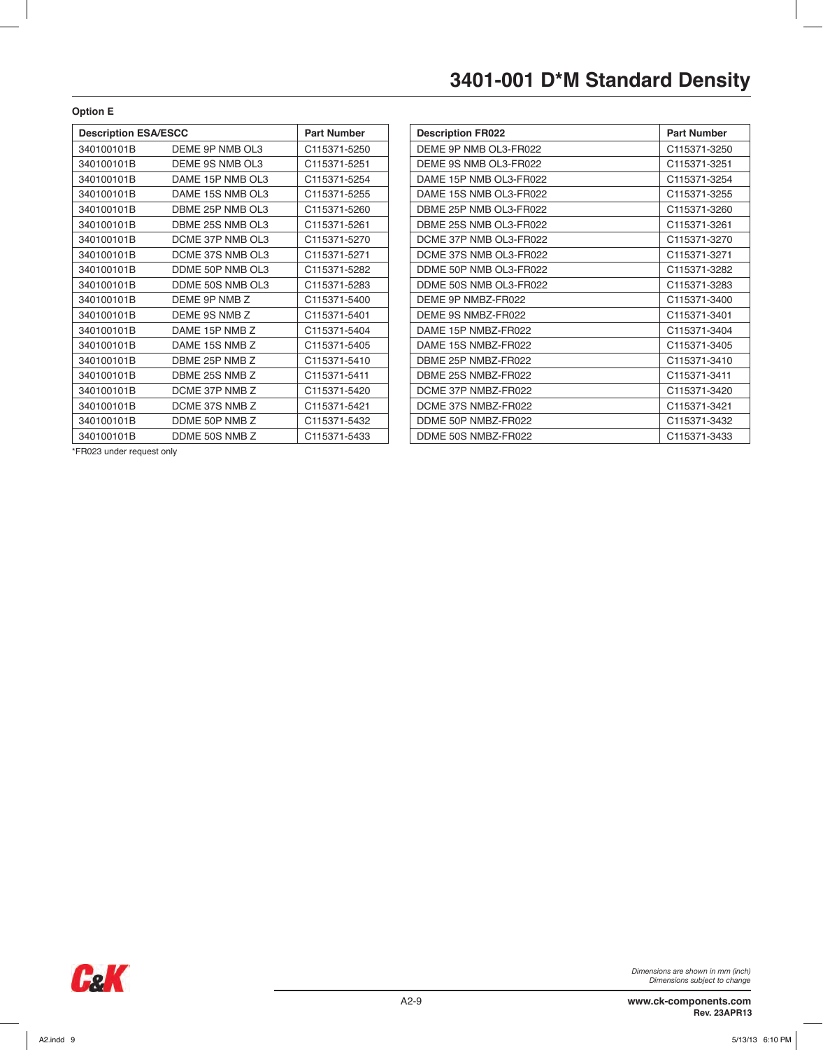# 3401-001 D*M Standard Density

**Option E**

| Description ESA/ESCC | | Part Number |
|---|---|---|
| 340100101B | DEME 9P NMB OL3 | C115371-5250 |
| 340100101B | DEME 9S NMB OL3 | C115371-5251 |
| 340100101B | DAME 15P NMB OL3 | C115371-5254 |
| 340100101B | DAME 15S NMB OL3 | C115371-5255 |
| 340100101B | DBME 25P NMB OL3 | C115371-5260 |
| 340100101B | DBME 25S NMB OL3 | C115371-5261 |
| 340100101B | DCME 37P NMB OL3 | C115371-5270 |
| 340100101B | DCME 37S NMB OL3 | C115371-5271 |
| 340100101B | DDME 50P NMB OL3 | C115371-5282 |
| 340100101B | DDME 50S NMB OL3 | C115371-5283 |
| 340100101B | DEME 9P NMB Z | C115371-5400 |
| 340100101B | DEME 9S NMB Z | C115371-5401 |
| 340100101B | DAME 15P NMB Z | C115371-5404 |
| 340100101B | DAME 15S NMB Z | C115371-5405 |
| 340100101B | DBME 25P NMB Z | C115371-5410 |
| 340100101B | DBME 25S NMB Z | C115371-5411 |
| 340100101B | DCME 37P NMB Z | C115371-5420 |
| 340100101B | DCME 37S NMB Z | C115371-5421 |
| 340100101B | DDME 50P NMB Z | C115371-5432 |
| 340100101B | DDME 50S NMB Z | C115371-5433 |

*FR023 under request only

| Description FR022 | Part Number |
|---|---|
| DEME 9P NMB OL3-FR022 | C115371-3250 |
| DEME 9S NMB OL3-FR022 | C115371-3251 |
| DAME 15P NMB OL3-FR022 | C115371-3254 |
| DAME 15S NMB OL3-FR022 | C115371-3255 |
| DBME 25P NMB OL3-FR022 | C115371-3260 |
| DBME 25S NMB OL3-FR022 | C115371-3261 |
| DCME 37P NMB OL3-FR022 | C115371-3270 |
| DCME 37S NMB OL3-FR022 | C115371-3271 |
| DDME 50P NMB OL3-FR022 | C115371-3282 |
| DDME 50S NMB OL3-FR022 | C115371-3283 |
| DEME 9P NMBZ-FR022 | C115371-3400 |
| DEME 9S NMBZ-FR022 | C115371-3401 |
| DAME 15P NMBZ-FR022 | C115371-3404 |
| DAME 15S NMBZ-FR022 | C115371-3405 |
| DBME 25P NMBZ-FR022 | C115371-3410 |
| DBME 25S NMBZ-FR022 | C115371-3411 |
| DCME 37P NMBZ-FR022 | C115371-3420 |
| DCME 37S NMBZ-FR022 | C115371-3421 |
| DDME 50P NMBZ-FR022 | C115371-3432 |
| DDME 50S NMBZ-FR022 | C115371-3433 |

*Dimensions are shown in mm (inch)*
*Dimensions subject to change*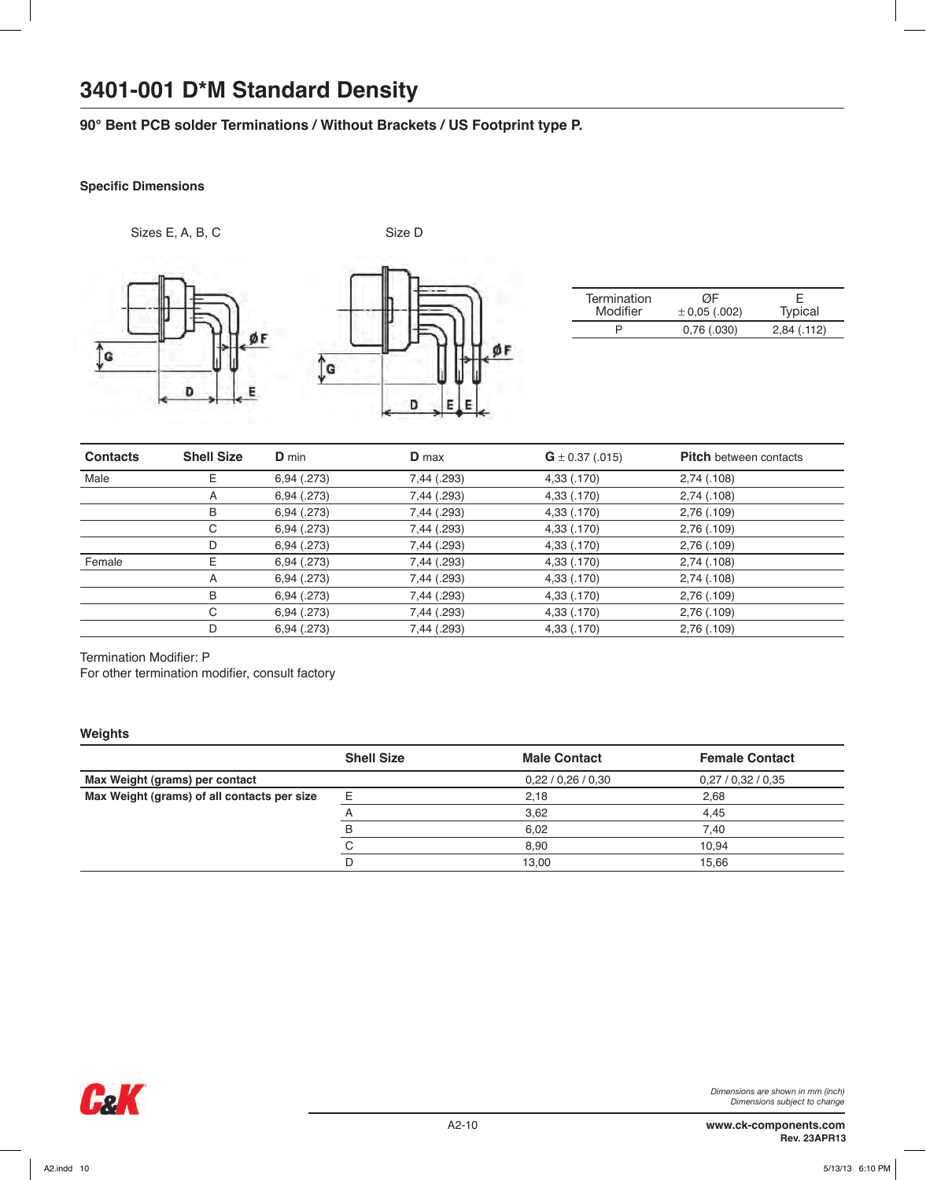# 3401-001 D*M Standard Density

### 90° Bent PCB solder Terminations / Without Brackets / US Footprint type P.

#### Specific Dimensions

Sizes E, A, B, C

Size D

| Termination Modifier | ØF ± 0,05 (.002) | E Typical |
|---|---|---|
| P | 0,76 (.030) | 2,84 (.112) |

| Contacts | Shell Size | D min | D max | G ± 0.37 (.015) | Pitch between contacts |
|---|---|---|---|---|---|
| Male | E | 6,94 (.273) | 7,44 (.293) | 4,33 (.170) | 2,74 (.108) |
| | A | 6,94 (.273) | 7,44 (.293) | 4,33 (.170) | 2,74 (.108) |
| | B | 6,94 (.273) | 7,44 (.293) | 4,33 (.170) | 2,76 (.109) |
| | C | 6,94 (.273) | 7,44 (.293) | 4,33 (.170) | 2,76 (.109) |
| | D | 6,94 (.273) | 7,44 (.293) | 4,33 (.170) | 2,76 (.109) |
| Female | E | 6,94 (.273) | 7,44 (.293) | 4,33 (.170) | 2,74 (.108) |
| | A | 6,94 (.273) | 7,44 (.293) | 4,33 (.170) | 2,74 (.108) |
| | B | 6,94 (.273) | 7,44 (.293) | 4,33 (.170) | 2,76 (.109) |
| | C | 6,94 (.273) | 7,44 (.293) | 4,33 (.170) | 2,76 (.109) |
| | D | 6,94 (.273) | 7,44 (.293) | 4,33 (.170) | 2,76 (.109) |

Termination Modifier: P
For other termination modifier, consult factory

#### Weights

| | Shell Size | Male Contact | Female Contact |
|---|---|---|---|
| **Max Weight (grams) per contact** | | 0,22 / 0,26 / 0,30 | 0,27 / 0,32 / 0,35 |
| **Max Weight (grams) of all contacts per size** | E | 2,18 | 2,68 |
| | A | 3,62 | 4,45 |
| | B | 6,02 | 7,40 |
| | C | 8,90 | 10,94 |
| | D | 13,00 | 15,66 |

*Dimensions are shown in mm (inch)*
*Dimensions subject to change*

**www.ck-components.com**
**Rev. 23APR13**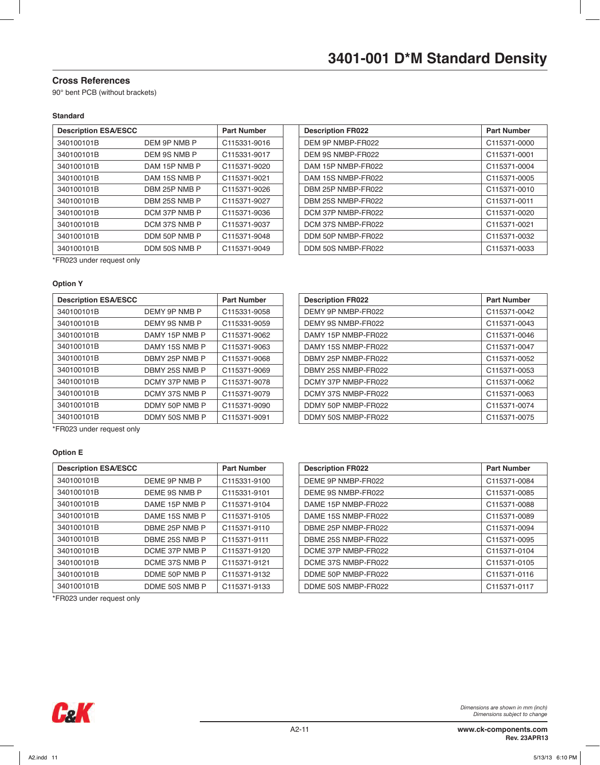# 3401-001 D*M Standard Density

## Cross References

90° bent PCB (without brackets)

### Standard

| Description ESA/ESCC | | Part Number |
|---|---|---|
| 340100101B | DEM 9P NMB P | C115331-9016 |
| 340100101B | DEM 9S NMB P | C115331-9017 |
| 340100101B | DAM 15P NMB P | C115371-9020 |
| 340100101B | DAM 15S NMB P | C115371-9021 |
| 340100101B | DBM 25P NMB P | C115371-9026 |
| 340100101B | DBM 25S NMB P | C115371-9027 |
| 340100101B | DCM 37P NMB P | C115371-9036 |
| 340100101B | DCM 37S NMB P | C115371-9037 |
| 340100101B | DDM 50P NMB P | C115371-9048 |
| 340100101B | DDM 50S NMB P | C115371-9049 |

| Description FR022 | Part Number |
|---|---|
| DEM 9P NMBP-FR022 | C115371-0000 |
| DEM 9S NMBP-FR022 | C115371-0001 |
| DAM 15P NMBP-FR022 | C115371-0004 |
| DAM 15S NMBP-FR022 | C115371-0005 |
| DBM 25P NMBP-FR022 | C115371-0010 |
| DBM 25S NMBP-FR022 | C115371-0011 |
| DCM 37P NMBP-FR022 | C115371-0020 |
| DCM 37S NMBP-FR022 | C115371-0021 |
| DDM 50P NMBP-FR022 | C115371-0032 |
| DDM 50S NMBP-FR022 | C115371-0033 |

*FR023 under request only

### Option Y

| Description ESA/ESCC | | Part Number |
|---|---|---|
| 340100101B | DEMY 9P NMB P | C115331-9058 |
| 340100101B | DEMY 9S NMB P | C115331-9059 |
| 340100101B | DAMY 15P NMB P | C115371-9062 |
| 340100101B | DAMY 15S NMB P | C115371-9063 |
| 340100101B | DBMY 25P NMB P | C115371-9068 |
| 340100101B | DBMY 25S NMB P | C115371-9069 |
| 340100101B | DCMY 37P NMB P | C115371-9078 |
| 340100101B | DCMY 37S NMB P | C115371-9079 |
| 340100101B | DDMY 50P NMB P | C115371-9090 |
| 340100101B | DDMY 50S NMB P | C115371-9091 |

| Description FR022 | Part Number |
|---|---|
| DEMY 9P NMBP-FR022 | C115371-0042 |
| DEMY 9S NMBP-FR022 | C115371-0043 |
| DAMY 15P NMBP-FR022 | C115371-0046 |
| DAMY 15S NMBP-FR022 | C115371-0047 |
| DBMY 25P NMBP-FR022 | C115371-0052 |
| DBMY 25S NMBP-FR022 | C115371-0053 |
| DCMY 37P NMBP-FR022 | C115371-0062 |
| DCMY 37S NMBP-FR022 | C115371-0063 |
| DDMY 50P NMBP-FR022 | C115371-0074 |
| DDMY 50S NMBP-FR022 | C115371-0075 |

*FR023 under request only

### Option E

| Description ESA/ESCC | | Part Number |
|---|---|---|
| 340100101B | DEME 9P NMB P | C115331-9100 |
| 340100101B | DEME 9S NMB P | C115331-9101 |
| 340100101B | DAME 15P NMB P | C115371-9104 |
| 340100101B | DAME 15S NMB P | C115371-9105 |
| 340100101B | DBME 25P NMB P | C115371-9110 |
| 340100101B | DBME 25S NMB P | C115371-9111 |
| 340100101B | DCME 37P NMB P | C115371-9120 |
| 340100101B | DCME 37S NMB P | C115371-9121 |
| 340100101B | DDME 50P NMB P | C115371-9132 |
| 340100101B | DDME 50S NMB P | C115371-9133 |

| Description FR022 | Part Number |
|---|---|
| DEME 9P NMBP-FR022 | C115371-0084 |
| DEME 9S NMBP-FR022 | C115371-0085 |
| DAME 15P NMBP-FR022 | C115371-0088 |
| DAME 15S NMBP-FR022 | C115371-0089 |
| DBME 25P NMBP-FR022 | C115371-0094 |
| DBME 25S NMBP-FR022 | C115371-0095 |
| DCME 37P NMBP-FR022 | C115371-0104 |
| DCME 37S NMBP-FR022 | C115371-0105 |
| DDME 50P NMBP-FR022 | C115371-0116 |
| DDME 50S NMBP-FR022 | C115371-0117 |

*FR023 under request only

*Dimensions are shown in mm (inch)*
*Dimensions subject to change*

www.ck-components.com
Rev. 23APR13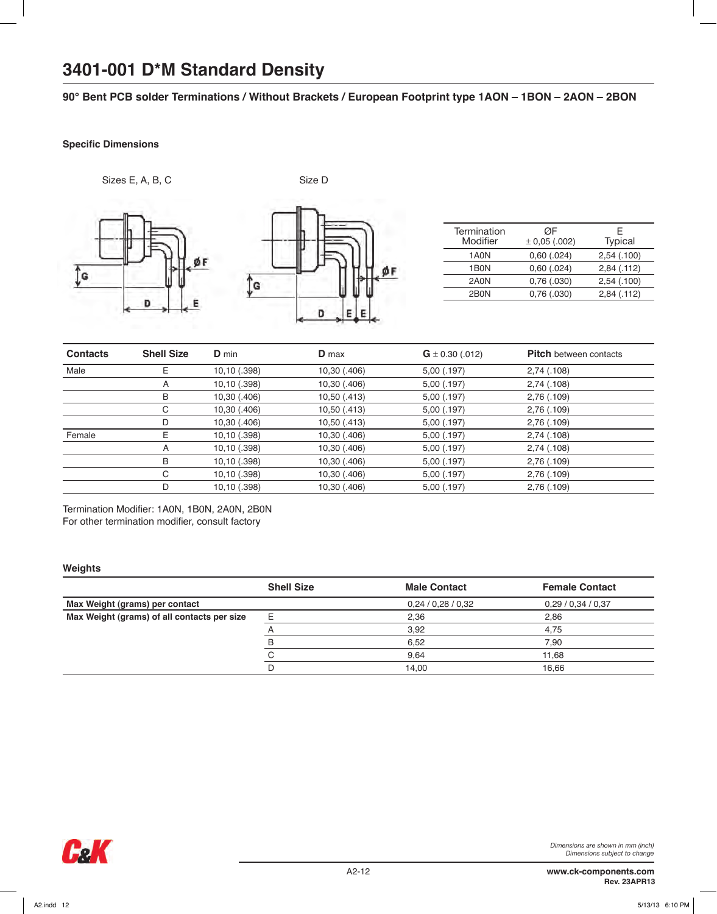# 3401-001 D*M Standard Density

## 90° Bent PCB solder Terminations / Without Brackets / European Footprint type 1AON – 1BON – 2AON – 2BON

### Specific Dimensions

Sizes E, A, B, C

Size D

| Termination Modifier | ØF ± 0,05 (.002) | E Typical |
|---|---|---|
| 1A0N | 0,60 (.024) | 2,54 (.100) |
| 1B0N | 0,60 (.024) | 2,84 (.112) |
| 2A0N | 0,76 (.030) | 2,54 (.100) |
| 2B0N | 0,76 (.030) | 2,84 (.112) |

| Contacts | Shell Size | D min | D max | G ± 0.30 (.012) | Pitch between contacts |
|---|---|---|---|---|---|
| Male | E | 10,10 (.398) | 10,30 (.406) | 5,00 (.197) | 2,74 (.108) |
| | A | 10,10 (.398) | 10,30 (.406) | 5,00 (.197) | 2,74 (.108) |
| | B | 10,30 (.406) | 10,50 (.413) | 5,00 (.197) | 2,76 (.109) |
| | C | 10,30 (.406) | 10,50 (.413) | 5,00 (.197) | 2,76 (.109) |
| | D | 10,30 (.406) | 10,50 (.413) | 5,00 (.197) | 2,76 (.109) |
| Female | E | 10,10 (.398) | 10,30 (.406) | 5,00 (.197) | 2,74 (.108) |
| | A | 10,10 (.398) | 10,30 (.406) | 5,00 (.197) | 2,74 (.108) |
| | B | 10,10 (.398) | 10,30 (.406) | 5,00 (.197) | 2,76 (.109) |
| | C | 10,10 (.398) | 10,30 (.406) | 5,00 (.197) | 2,76 (.109) |
| | D | 10,10 (.398) | 10,30 (.406) | 5,00 (.197) | 2,76 (.109) |

Termination Modifier: 1A0N, 1B0N, 2A0N, 2B0N
For other termination modifier, consult factory

### Weights

| | Shell Size | Male Contact | Female Contact |
|---|---|---|---|
| **Max Weight (grams) per contact** | | 0,24 / 0,28 / 0,32 | 0,29 / 0,34 / 0,37 |
| **Max Weight (grams) of all contacts per size** | E | 2,36 | 2,86 |
| | A | 3,92 | 4,75 |
| | B | 6,52 | 7,90 |
| | C | 9,64 | 11,68 |
| | D | 14,00 | 16,66 |

*Dimensions are shown in mm (inch)*
*Dimensions subject to change*

www.ck-components.com
Rev. 23APR13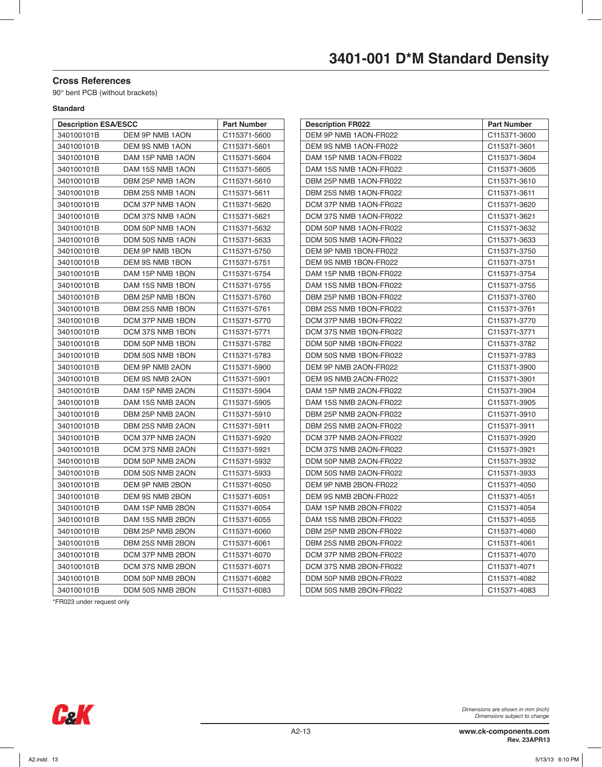# 3401-001 D*M Standard Density

## Cross References

90° bent PCB (without brackets)

### Standard

| Description ESA/ESCC | | Part Number |
|---|---|---|
| 340100101B | DEM 9P NMB 1AON | C115371-5600 |
| 340100101B | DEM 9S NMB 1AON | C115371-5601 |
| 340100101B | DAM 15P NMB 1AON | C115371-5604 |
| 340100101B | DAM 15S NMB 1AON | C115371-5605 |
| 340100101B | DBM 25P NMB 1AON | C115371-5610 |
| 340100101B | DBM 25S NMB 1AON | C115371-5611 |
| 340100101B | DCM 37P NMB 1AON | C115371-5620 |
| 340100101B | DCM 37S NMB 1AON | C115371-5621 |
| 340100101B | DDM 50P NMB 1AON | C115371-5632 |
| 340100101B | DDM 50S NMB 1AON | C115371-5633 |
| 340100101B | DEM 9P NMB 1BON | C115371-5750 |
| 340100101B | DEM 9S NMB 1BON | C115371-5751 |
| 340100101B | DAM 15P NMB 1BON | C115371-5754 |
| 340100101B | DAM 15S NMB 1BON | C115371-5755 |
| 340100101B | DBM 25P NMB 1BON | C115371-5760 |
| 340100101B | DBM 25S NMB 1BON | C115371-5761 |
| 340100101B | DCM 37P NMB 1BON | C115371-5770 |
| 340100101B | DCM 37S NMB 1BON | C115371-5771 |
| 340100101B | DDM 50P NMB 1BON | C115371-5782 |
| 340100101B | DDM 50S NMB 1BON | C115371-5783 |
| 340100101B | DEM 9P NMB 2AON | C115371-5900 |
| 340100101B | DEM 9S NMB 2AON | C115371-5901 |
| 340100101B | DAM 15P NMB 2AON | C115371-5904 |
| 340100101B | DAM 15S NMB 2AON | C115371-5905 |
| 340100101B | DBM 25P NMB 2AON | C115371-5910 |
| 340100101B | DBM 25S NMB 2AON | C115371-5911 |
| 340100101B | DCM 37P NMB 2AON | C115371-5920 |
| 340100101B | DCM 37S NMB 2AON | C115371-5921 |
| 340100101B | DDM 50P NMB 2AON | C115371-5932 |
| 340100101B | DDM 50S NMB 2AON | C115371-5933 |
| 340100101B | DEM 9P NMB 2BON | C115371-6050 |
| 340100101B | DEM 9S NMB 2BON | C115371-6051 |
| 340100101B | DAM 15P NMB 2BON | C115371-6054 |
| 340100101B | DAM 15S NMB 2BON | C115371-6055 |
| 340100101B | DBM 25P NMB 2BON | C115371-6060 |
| 340100101B | DBM 25S NMB 2BON | C115371-6061 |
| 340100101B | DCM 37P NMB 2BON | C115371-6070 |
| 340100101B | DCM 37S NMB 2BON | C115371-6071 |
| 340100101B | DDM 50P NMB 2BON | C115371-6082 |
| 340100101B | DDM 50S NMB 2BON | C115371-6083 |

*FR023 under request only

| Description FR022 | Part Number |
|---|---|
| DEM 9P NMB 1AON-FR022 | C115371-3600 |
| DEM 9S NMB 1AON-FR022 | C115371-3601 |
| DAM 15P NMB 1AON-FR022 | C115371-3604 |
| DAM 15S NMB 1AON-FR022 | C115371-3605 |
| DBM 25P NMB 1AON-FR022 | C115371-3610 |
| DBM 25S NMB 1AON-FR022 | C115371-3611 |
| DCM 37P NMB 1AON-FR022 | C115371-3620 |
| DCM 37S NMB 1AON-FR022 | C115371-3621 |
| DDM 50P NMB 1AON-FR022 | C115371-3632 |
| DDM 50S NMB 1AON-FR022 | C115371-3633 |
| DEM 9P NMB 1BON-FR022 | C115371-3750 |
| DEM 9S NMB 1BON-FR022 | C115371-3751 |
| DAM 15P NMB 1BON-FR022 | C115371-3754 |
| DAM 15S NMB 1BON-FR022 | C115371-3755 |
| DBM 25P NMB 1BON-FR022 | C115371-3760 |
| DBM 25S NMB 1BON-FR022 | C115371-3761 |
| DCM 37P NMB 1BON-FR022 | C115371-3770 |
| DCM 37S NMB 1BON-FR022 | C115371-3771 |
| DDM 50P NMB 1BON-FR022 | C115371-3782 |
| DDM 50S NMB 1BON-FR022 | C115371-3783 |
| DEM 9P NMB 2AON-FR022 | C115371-3900 |
| DEM 9S NMB 2AON-FR022 | C115371-3901 |
| DAM 15P NMB 2AON-FR022 | C115371-3904 |
| DAM 15S NMB 2AON-FR022 | C115371-3905 |
| DBM 25P NMB 2AON-FR022 | C115371-3910 |
| DBM 25S NMB 2AON-FR022 | C115371-3911 |
| DCM 37P NMB 2AON-FR022 | C115371-3920 |
| DCM 37S NMB 2AON-FR022 | C115371-3921 |
| DDM 50P NMB 2AON-FR022 | C115371-3932 |
| DDM 50S NMB 2AON-FR022 | C115371-3933 |
| DEM 9P NMB 2BON-FR022 | C115371-4050 |
| DEM 9S NMB 2BON-FR022 | C115371-4051 |
| DAM 15P NMB 2BON-FR022 | C115371-4054 |
| DAM 15S NMB 2BON-FR022 | C115371-4055 |
| DBM 25P NMB 2BON-FR022 | C115371-4060 |
| DBM 25S NMB 2BON-FR022 | C115371-4061 |
| DCM 37P NMB 2BON-FR022 | C115371-4070 |
| DCM 37S NMB 2BON-FR022 | C115371-4071 |
| DDM 50P NMB 2BON-FR022 | C115371-4082 |
| DDM 50S NMB 2BON-FR022 | C115371-4083 |

*Dimensions are shown in mm (inch)*
*Dimensions subject to change*

**www.ck-components.com**
**Rev. 23APR13**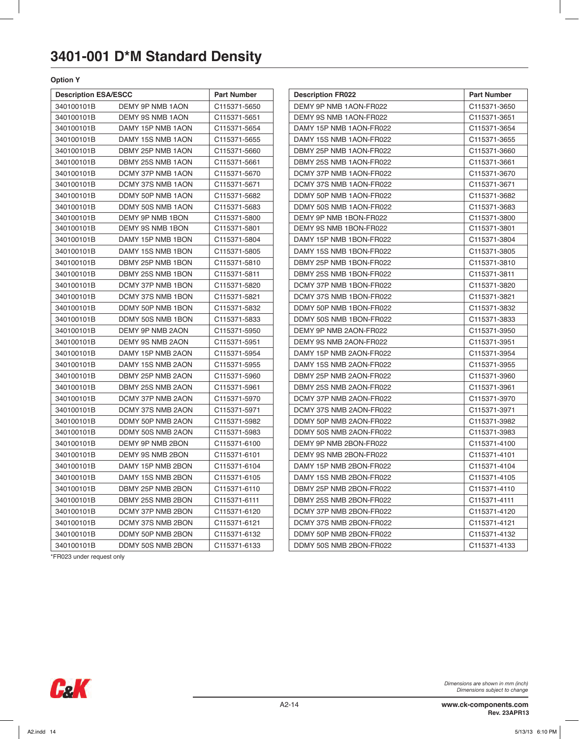# 3401-001 D*M Standard Density

**Option Y**

| Description ESA/ESCC | | Part Number |
|---|---|---|
| 340100101B | DEMY 9P NMB 1AON | C115371-5650 |
| 340100101B | DEMY 9S NMB 1AON | C115371-5651 |
| 340100101B | DAMY 15P NMB 1AON | C115371-5654 |
| 340100101B | DAMY 15S NMB 1AON | C115371-5655 |
| 340100101B | DBMY 25P NMB 1AON | C115371-5660 |
| 340100101B | DBMY 25S NMB 1AON | C115371-5661 |
| 340100101B | DCMY 37P NMB 1AON | C115371-5670 |
| 340100101B | DCMY 37S NMB 1AON | C115371-5671 |
| 340100101B | DDMY 50P NMB 1AON | C115371-5682 |
| 340100101B | DDMY 50S NMB 1AON | C115371-5683 |
| 340100101B | DEMY 9P NMB 1BON | C115371-5800 |
| 340100101B | DEMY 9S NMB 1BON | C115371-5801 |
| 340100101B | DAMY 15P NMB 1BON | C115371-5804 |
| 340100101B | DAMY 15S NMB 1BON | C115371-5805 |
| 340100101B | DBMY 25P NMB 1BON | C115371-5810 |
| 340100101B | DBMY 25S NMB 1BON | C115371-5811 |
| 340100101B | DCMY 37P NMB 1BON | C115371-5820 |
| 340100101B | DCMY 37S NMB 1BON | C115371-5821 |
| 340100101B | DDMY 50P NMB 1BON | C115371-5832 |
| 340100101B | DDMY 50S NMB 1BON | C115371-5833 |
| 340100101B | DEMY 9P NMB 2AON | C115371-5950 |
| 340100101B | DEMY 9S NMB 2AON | C115371-5951 |
| 340100101B | DAMY 15P NMB 2AON | C115371-5954 |
| 340100101B | DAMY 15S NMB 2AON | C115371-5955 |
| 340100101B | DBMY 25P NMB 2AON | C115371-5960 |
| 340100101B | DBMY 25S NMB 2AON | C115371-5961 |
| 340100101B | DCMY 37P NMB 2AON | C115371-5970 |
| 340100101B | DCMY 37S NMB 2AON | C115371-5971 |
| 340100101B | DDMY 50P NMB 2AON | C115371-5982 |
| 340100101B | DDMY 50S NMB 2AON | C115371-5983 |
| 340100101B | DEMY 9P NMB 2BON | C115371-6100 |
| 340100101B | DEMY 9S NMB 2BON | C115371-6101 |
| 340100101B | DAMY 15P NMB 2BON | C115371-6104 |
| 340100101B | DAMY 15S NMB 2BON | C115371-6105 |
| 340100101B | DBMY 25P NMB 2BON | C115371-6110 |
| 340100101B | DBMY 25S NMB 2BON | C115371-6111 |
| 340100101B | DCMY 37P NMB 2BON | C115371-6120 |
| 340100101B | DCMY 37S NMB 2BON | C115371-6121 |
| 340100101B | DDMY 50P NMB 2BON | C115371-6132 |
| 340100101B | DDMY 50S NMB 2BON | C115371-6133 |

*FR023 under request only

| Description FR022 | Part Number |
|---|---|
| DEMY 9P NMB 1AON-FR022 | C115371-3650 |
| DEMY 9S NMB 1AON-FR022 | C115371-3651 |
| DAMY 15P NMB 1AON-FR022 | C115371-3654 |
| DAMY 15S NMB 1AON-FR022 | C115371-3655 |
| DBMY 25P NMB 1AON-FR022 | C115371-3660 |
| DBMY 25S NMB 1AON-FR022 | C115371-3661 |
| DCMY 37P NMB 1AON-FR022 | C115371-3670 |
| DCMY 37S NMB 1AON-FR022 | C115371-3671 |
| DDMY 50P NMB 1AON-FR022 | C115371-3682 |
| DDMY 50S NMB 1AON-FR022 | C115371-3683 |
| DEMY 9P NMB 1BON-FR022 | C115371-3800 |
| DEMY 9S NMB 1BON-FR022 | C115371-3801 |
| DAMY 15P NMB 1BON-FR022 | C115371-3804 |
| DAMY 15S NMB 1BON-FR022 | C115371-3805 |
| DBMY 25P NMB 1BON-FR022 | C115371-3810 |
| DBMY 25S NMB 1BON-FR022 | C115371-3811 |
| DCMY 37P NMB 1BON-FR022 | C115371-3820 |
| DCMY 37S NMB 1BON-FR022 | C115371-3821 |
| DDMY 50P NMB 1BON-FR022 | C115371-3832 |
| DDMY 50S NMB 1BON-FR022 | C115371-3833 |
| DEMY 9P NMB 2AON-FR022 | C115371-3950 |
| DEMY 9S NMB 2AON-FR022 | C115371-3951 |
| DAMY 15P NMB 2AON-FR022 | C115371-3954 |
| DAMY 15S NMB 2AON-FR022 | C115371-3955 |
| DBMY 25P NMB 2AON-FR022 | C115371-3960 |
| DBMY 25S NMB 2AON-FR022 | C115371-3961 |
| DCMY 37P NMB 2AON-FR022 | C115371-3970 |
| DCMY 37S NMB 2AON-FR022 | C115371-3971 |
| DDMY 50P NMB 2AON-FR022 | C115371-3982 |
| DDMY 50S NMB 2AON-FR022 | C115371-3983 |
| DEMY 9P NMB 2BON-FR022 | C115371-4100 |
| DEMY 9S NMB 2BON-FR022 | C115371-4101 |
| DAMY 15P NMB 2BON-FR022 | C115371-4104 |
| DAMY 15S NMB 2BON-FR022 | C115371-4105 |
| DBMY 25P NMB 2BON-FR022 | C115371-4110 |
| DBMY 25S NMB 2BON-FR022 | C115371-4111 |
| DCMY 37P NMB 2BON-FR022 | C115371-4120 |
| DCMY 37S NMB 2BON-FR022 | C115371-4121 |
| DDMY 50P NMB 2BON-FR022 | C115371-4132 |
| DDMY 50S NMB 2BON-FR022 | C115371-4133 |

*Dimensions are shown in mm (inch)*
*Dimensions subject to change*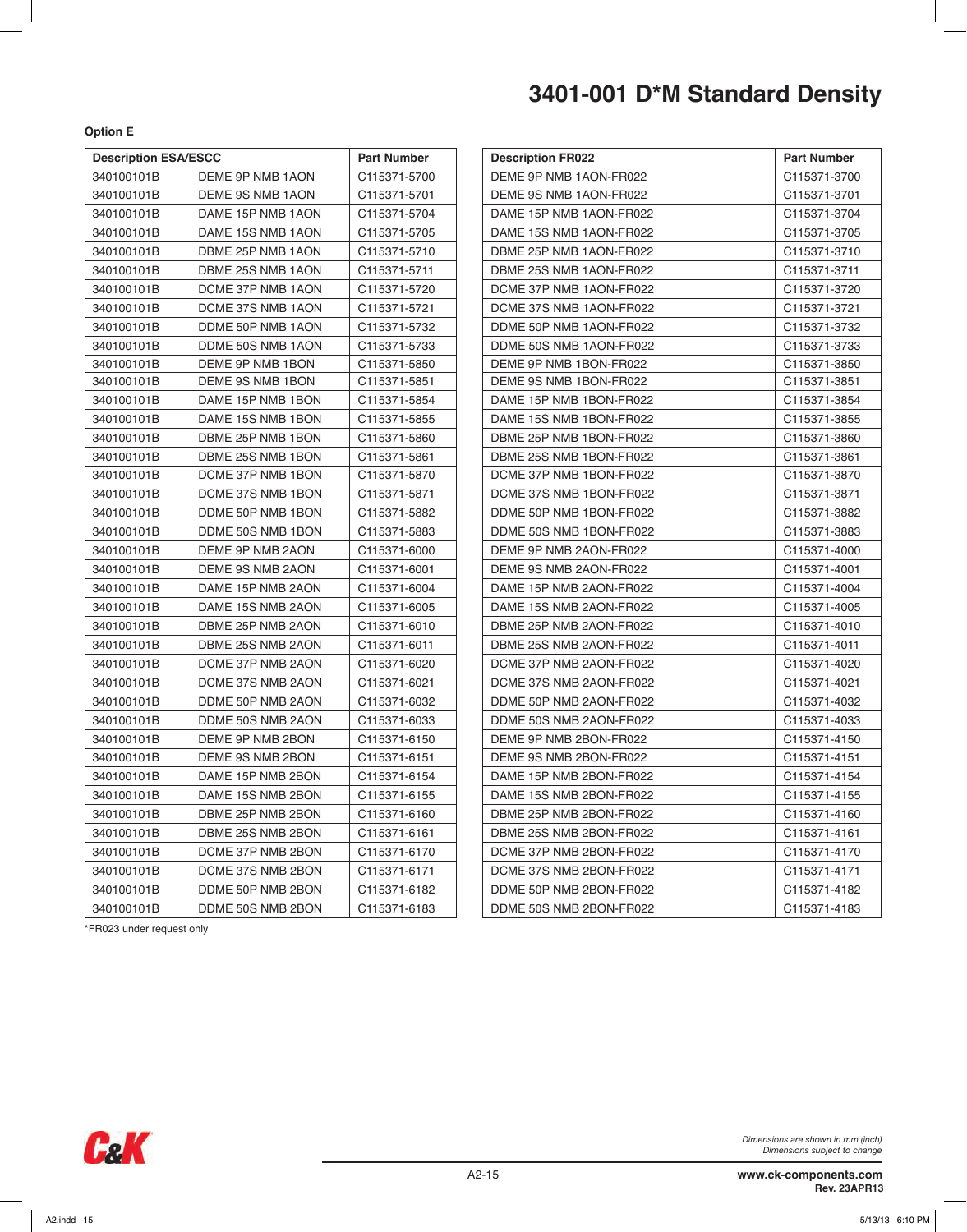# 3401-001 D*M Standard Density

**Option E**

| Description ESA/ESCC | | Part Number |
|---|---|---|
| 340100101B | DEME 9P NMB 1AON | C115371-5700 |
| 340100101B | DEME 9S NMB 1AON | C115371-5701 |
| 340100101B | DAME 15P NMB 1AON | C115371-5704 |
| 340100101B | DAME 15S NMB 1AON | C115371-5705 |
| 340100101B | DBME 25P NMB 1AON | C115371-5710 |
| 340100101B | DBME 25S NMB 1AON | C115371-5711 |
| 340100101B | DCME 37P NMB 1AON | C115371-5720 |
| 340100101B | DCME 37S NMB 1AON | C115371-5721 |
| 340100101B | DDME 50P NMB 1AON | C115371-5732 |
| 340100101B | DDME 50S NMB 1AON | C115371-5733 |
| 340100101B | DEME 9P NMB 1BON | C115371-5850 |
| 340100101B | DEME 9S NMB 1BON | C115371-5851 |
| 340100101B | DAME 15P NMB 1BON | C115371-5854 |
| 340100101B | DAME 15S NMB 1BON | C115371-5855 |
| 340100101B | DBME 25P NMB 1BON | C115371-5860 |
| 340100101B | DBME 25S NMB 1BON | C115371-5861 |
| 340100101B | DCME 37P NMB 1BON | C115371-5870 |
| 340100101B | DCME 37S NMB 1BON | C115371-5871 |
| 340100101B | DDME 50P NMB 1BON | C115371-5882 |
| 340100101B | DDME 50S NMB 1BON | C115371-5883 |
| 340100101B | DEME 9P NMB 2AON | C115371-6000 |
| 340100101B | DEME 9S NMB 2AON | C115371-6001 |
| 340100101B | DAME 15P NMB 2AON | C115371-6004 |
| 340100101B | DAME 15S NMB 2AON | C115371-6005 |
| 340100101B | DBME 25P NMB 2AON | C115371-6010 |
| 340100101B | DBME 25S NMB 2AON | C115371-6011 |
| 340100101B | DCME 37P NMB 2AON | C115371-6020 |
| 340100101B | DCME 37S NMB 2AON | C115371-6021 |
| 340100101B | DDME 50P NMB 2AON | C115371-6032 |
| 340100101B | DDME 50S NMB 2AON | C115371-6033 |
| 340100101B | DEME 9P NMB 2BON | C115371-6150 |
| 340100101B | DEME 9S NMB 2BON | C115371-6151 |
| 340100101B | DAME 15P NMB 2BON | C115371-6154 |
| 340100101B | DAME 15S NMB 2BON | C115371-6155 |
| 340100101B | DBME 25P NMB 2BON | C115371-6160 |
| 340100101B | DBME 25S NMB 2BON | C115371-6161 |
| 340100101B | DCME 37P NMB 2BON | C115371-6170 |
| 340100101B | DCME 37S NMB 2BON | C115371-6171 |
| 340100101B | DDME 50P NMB 2BON | C115371-6182 |
| 340100101B | DDME 50S NMB 2BON | C115371-6183 |

*FR023 under request only

| Description FR022 | Part Number |
|---|---|
| DEME 9P NMB 1AON-FR022 | C115371-3700 |
| DEME 9S NMB 1AON-FR022 | C115371-3701 |
| DAME 15P NMB 1AON-FR022 | C115371-3704 |
| DAME 15S NMB 1AON-FR022 | C115371-3705 |
| DBME 25P NMB 1AON-FR022 | C115371-3710 |
| DBME 25S NMB 1AON-FR022 | C115371-3711 |
| DCME 37P NMB 1AON-FR022 | C115371-3720 |
| DCME 37S NMB 1AON-FR022 | C115371-3721 |
| DDME 50P NMB 1AON-FR022 | C115371-3732 |
| DDME 50S NMB 1AON-FR022 | C115371-3733 |
| DEME 9P NMB 1BON-FR022 | C115371-3850 |
| DEME 9S NMB 1BON-FR022 | C115371-3851 |
| DAME 15P NMB 1BON-FR022 | C115371-3854 |
| DAME 15S NMB 1BON-FR022 | C115371-3855 |
| DBME 25P NMB 1BON-FR022 | C115371-3860 |
| DBME 25S NMB 1BON-FR022 | C115371-3861 |
| DCME 37P NMB 1BON-FR022 | C115371-3870 |
| DCME 37S NMB 1BON-FR022 | C115371-3871 |
| DDME 50P NMB 1BON-FR022 | C115371-3882 |
| DDME 50S NMB 1BON-FR022 | C115371-3883 |
| DEME 9P NMB 2AON-FR022 | C115371-4000 |
| DEME 9S NMB 2AON-FR022 | C115371-4001 |
| DAME 15P NMB 2AON-FR022 | C115371-4004 |
| DAME 15S NMB 2AON-FR022 | C115371-4005 |
| DBME 25P NMB 2AON-FR022 | C115371-4010 |
| DBME 25S NMB 2AON-FR022 | C115371-4011 |
| DCME 37P NMB 2AON-FR022 | C115371-4020 |
| DCME 37S NMB 2AON-FR022 | C115371-4021 |
| DDME 50P NMB 2AON-FR022 | C115371-4032 |
| DDME 50S NMB 2AON-FR022 | C115371-4033 |
| DEME 9P NMB 2BON-FR022 | C115371-4150 |
| DEME 9S NMB 2BON-FR022 | C115371-4151 |
| DAME 15P NMB 2BON-FR022 | C115371-4154 |
| DAME 15S NMB 2BON-FR022 | C115371-4155 |
| DBME 25P NMB 2BON-FR022 | C115371-4160 |
| DBME 25S NMB 2BON-FR022 | C115371-4161 |
| DCME 37P NMB 2BON-FR022 | C115371-4170 |
| DCME 37S NMB 2BON-FR022 | C115371-4171 |
| DDME 50P NMB 2BON-FR022 | C115371-4182 |
| DDME 50S NMB 2BON-FR022 | C115371-4183 |

*Dimensions are shown in mm (inch)*
*Dimensions subject to change*

**www.ck-components.com**
**Rev. 23APR13**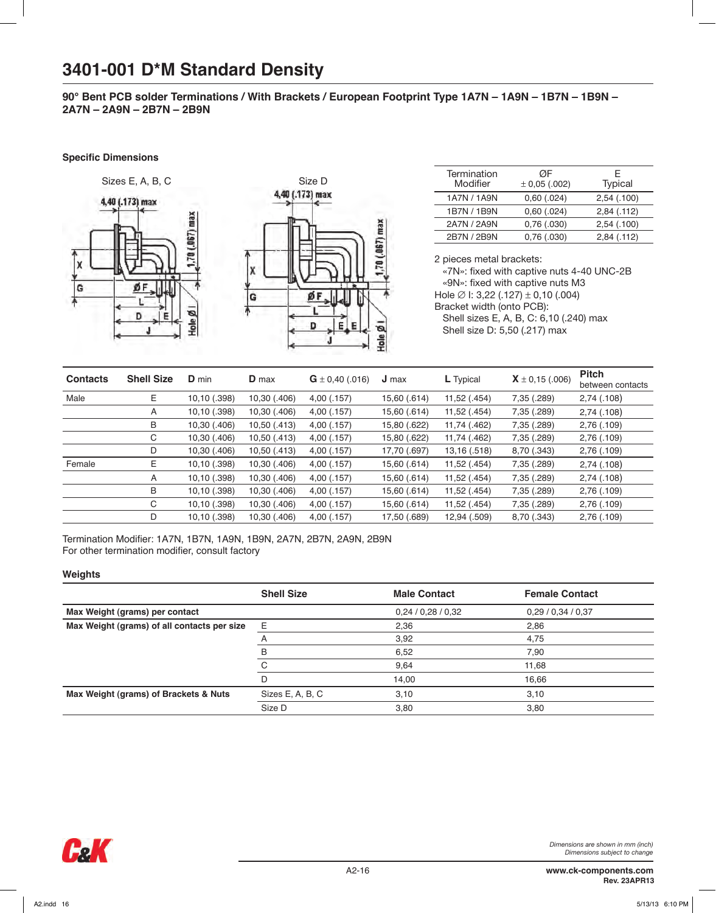# 3401-001 D*M Standard Density

## 90° Bent PCB solder Terminations / With Brackets / European Footprint Type 1A7N – 1A9N – 1B7N – 1B9N – 2A7N – 2A9N – 2B7N – 2B9N

### Specific Dimensions

Sizes E, A, B, C

Size D

| Termination Modifier | ØF ± 0,05 (.002) | E Typical |
|---|---|---|
| 1A7N / 1A9N | 0,60 (.024) | 2,54 (.100) |
| 1B7N / 1B9N | 0,60 (.024) | 2,84 (.112) |
| 2A7N / 2A9N | 0,76 (.030) | 2,54 (.100) |
| 2B7N / 2B9N | 0,76 (.030) | 2,84 (.112) |

2 pieces metal brackets:
- «7N»: fixed with captive nuts 4-40 UNC-2B
- «9N»: fixed with captive nuts M3

Hole ∅ I: 3,22 (.127) ± 0,10 (.004)

Bracket width (onto PCB):
- Shell sizes E, A, B, C: 6,10 (.240) max
- Shell size D: 5,50 (.217) max

| Contacts | Shell Size | D min | D max | G ± 0,40 (.016) | J max | L Typical | X ± 0,15 (.006) | Pitch between contacts |
|---|---|---|---|---|---|---|---|---|
| Male | E | 10,10 (.398) | 10,30 (.406) | 4,00 (.157) | 15,60 (.614) | 11,52 (.454) | 7,35 (.289) | 2,74 (.108) |
| | A | 10,10 (.398) | 10,30 (.406) | 4,00 (.157) | 15,60 (.614) | 11,52 (.454) | 7,35 (.289) | 2,74 (.108) |
| | B | 10,30 (.406) | 10,50 (.413) | 4,00 (.157) | 15,80 (.622) | 11,74 (.462) | 7,35 (.289) | 2,76 (.109) |
| | C | 10,30 (.406) | 10,50 (.413) | 4,00 (.157) | 15,80 (.622) | 11,74 (.462) | 7,35 (.289) | 2,76 (.109) |
| | D | 10,30 (.406) | 10,50 (.413) | 4,00 (.157) | 17,70 (.697) | 13,16 (.518) | 8,70 (.343) | 2,76 (.109) |
| Female | E | 10,10 (.398) | 10,30 (.406) | 4,00 (.157) | 15,60 (.614) | 11,52 (.454) | 7,35 (.289) | 2,74 (.108) |
| | A | 10,10 (.398) | 10,30 (.406) | 4,00 (.157) | 15,60 (.614) | 11,52 (.454) | 7,35 (.289) | 2,74 (.108) |
| | B | 10,10 (.398) | 10,30 (.406) | 4,00 (.157) | 15,60 (.614) | 11,52 (.454) | 7,35 (.289) | 2,76 (.109) |
| | C | 10,10 (.398) | 10,30 (.406) | 4,00 (.157) | 15,60 (.614) | 11,52 (.454) | 7,35 (.289) | 2,76 (.109) |
| | D | 10,10 (.398) | 10,30 (.406) | 4,00 (.157) | 17,50 (.689) | 12,94 (.509) | 8,70 (.343) | 2,76 (.109) |

Termination Modifier: 1A7N, 1B7N, 1A9N, 1B9N, 2A7N, 2B7N, 2A9N, 2B9N
For other termination modifier, consult factory

### Weights

| | Shell Size | Male Contact | Female Contact |
|---|---|---|---|
| **Max Weight (grams) per contact** | | 0,24 / 0,28 / 0,32 | 0,29 / 0,34 / 0,37 |
| **Max Weight (grams) of all contacts per size** | E | 2,36 | 2,86 |
| | A | 3,92 | 4,75 |
| | B | 6,52 | 7,90 |
| | C | 9,64 | 11,68 |
| | D | 14,00 | 16,66 |
| **Max Weight (grams) of Brackets & Nuts** | Sizes E, A, B, C | 3,10 | 3,10 |
| | Size D | 3,80 | 3,80 |

*Dimensions are shown in mm (inch)*
*Dimensions subject to change*

www.ck-components.com
Rev. 23APR13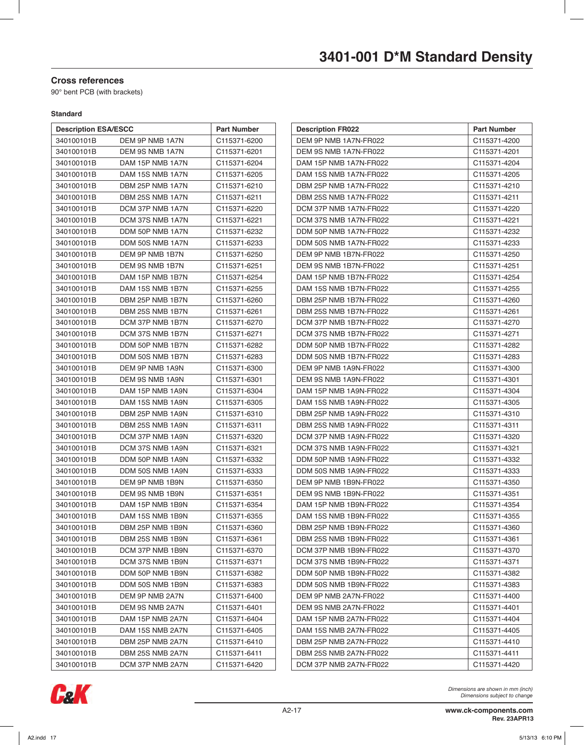# 3401-001 D*M Standard Density

## Cross references

90° bent PCB (with brackets)

### Standard

| Description ESA/ESCC | | Part Number |
|---|---|---|
| 340100101B | DEM 9P NMB 1A7N | C115371-6200 |
| 340100101B | DEM 9S NMB 1A7N | C115371-6201 |
| 340100101B | DAM 15P NMB 1A7N | C115371-6204 |
| 340100101B | DAM 15S NMB 1A7N | C115371-6205 |
| 340100101B | DBM 25P NMB 1A7N | C115371-6210 |
| 340100101B | DBM 25S NMB 1A7N | C115371-6211 |
| 340100101B | DCM 37P NMB 1A7N | C115371-6220 |
| 340100101B | DCM 37S NMB 1A7N | C115371-6221 |
| 340100101B | DDM 50P NMB 1A7N | C115371-6232 |
| 340100101B | DDM 50S NMB 1A7N | C115371-6233 |
| 340100101B | DEM 9P NMB 1B7N | C115371-6250 |
| 340100101B | DEM 9S NMB 1B7N | C115371-6251 |
| 340100101B | DAM 15P NMB 1B7N | C115371-6254 |
| 340100101B | DAM 15S NMB 1B7N | C115371-6255 |
| 340100101B | DBM 25P NMB 1B7N | C115371-6260 |
| 340100101B | DBM 25S NMB 1B7N | C115371-6261 |
| 340100101B | DCM 37P NMB 1B7N | C115371-6270 |
| 340100101B | DCM 37S NMB 1B7N | C115371-6271 |
| 340100101B | DDM 50P NMB 1B7N | C115371-6282 |
| 340100101B | DDM 50S NMB 1B7N | C115371-6283 |
| 340100101B | DEM 9P NMB 1A9N | C115371-6300 |
| 340100101B | DEM 9S NMB 1A9N | C115371-6301 |
| 340100101B | DAM 15P NMB 1A9N | C115371-6304 |
| 340100101B | DAM 15S NMB 1A9N | C115371-6305 |
| 340100101B | DBM 25P NMB 1A9N | C115371-6310 |
| 340100101B | DBM 25S NMB 1A9N | C115371-6311 |
| 340100101B | DCM 37P NMB 1A9N | C115371-6320 |
| 340100101B | DCM 37S NMB 1A9N | C115371-6321 |
| 340100101B | DDM 50P NMB 1A9N | C115371-6332 |
| 340100101B | DDM 50S NMB 1A9N | C115371-6333 |
| 340100101B | DEM 9P NMB 1B9N | C115371-6350 |
| 340100101B | DEM 9S NMB 1B9N | C115371-6351 |
| 340100101B | DAM 15P NMB 1B9N | C115371-6354 |
| 340100101B | DAM 15S NMB 1B9N | C115371-6355 |
| 340100101B | DBM 25P NMB 1B9N | C115371-6360 |
| 340100101B | DBM 25S NMB 1B9N | C115371-6361 |
| 340100101B | DCM 37P NMB 1B9N | C115371-6370 |
| 340100101B | DCM 37S NMB 1B9N | C115371-6371 |
| 340100101B | DDM 50P NMB 1B9N | C115371-6382 |
| 340100101B | DDM 50S NMB 1B9N | C115371-6383 |
| 340100101B | DEM 9P NMB 2A7N | C115371-6400 |
| 340100101B | DEM 9S NMB 2A7N | C115371-6401 |
| 340100101B | DAM 15P NMB 2A7N | C115371-6404 |
| 340100101B | DAM 15S NMB 2A7N | C115371-6405 |
| 340100101B | DBM 25P NMB 2A7N | C115371-6410 |
| 340100101B | DBM 25S NMB 2A7N | C115371-6411 |
| 340100101B | DCM 37P NMB 2A7N | C115371-6420 |

| Description FR022 | Part Number |
|---|---|
| DEM 9P NMB 1A7N-FR022 | C115371-4200 |
| DEM 9S NMB 1A7N-FR022 | C115371-4201 |
| DAM 15P NMB 1A7N-FR022 | C115371-4204 |
| DAM 15S NMB 1A7N-FR022 | C115371-4205 |
| DBM 25P NMB 1A7N-FR022 | C115371-4210 |
| DBM 25S NMB 1A7N-FR022 | C115371-4211 |
| DCM 37P NMB 1A7N-FR022 | C115371-4220 |
| DCM 37S NMB 1A7N-FR022 | C115371-4221 |
| DDM 50P NMB 1A7N-FR022 | C115371-4232 |
| DDM 50S NMB 1A7N-FR022 | C115371-4233 |
| DEM 9P NMB 1B7N-FR022 | C115371-4250 |
| DEM 9S NMB 1B7N-FR022 | C115371-4251 |
| DAM 15P NMB 1B7N-FR022 | C115371-4254 |
| DAM 15S NMB 1B7N-FR022 | C115371-4255 |
| DBM 25P NMB 1B7N-FR022 | C115371-4260 |
| DBM 25S NMB 1B7N-FR022 | C115371-4261 |
| DCM 37P NMB 1B7N-FR022 | C115371-4270 |
| DCM 37S NMB 1B7N-FR022 | C115371-4271 |
| DDM 50P NMB 1B7N-FR022 | C115371-4282 |
| DDM 50S NMB 1B7N-FR022 | C115371-4283 |
| DEM 9P NMB 1A9N-FR022 | C115371-4300 |
| DEM 9S NMB 1A9N-FR022 | C115371-4301 |
| DAM 15P NMB 1A9N-FR022 | C115371-4304 |
| DAM 15S NMB 1A9N-FR022 | C115371-4305 |
| DBM 25P NMB 1A9N-FR022 | C115371-4310 |
| DBM 25S NMB 1A9N-FR022 | C115371-4311 |
| DCM 37P NMB 1A9N-FR022 | C115371-4320 |
| DCM 37S NMB 1A9N-FR022 | C115371-4321 |
| DDM 50P NMB 1A9N-FR022 | C115371-4332 |
| DDM 50S NMB 1A9N-FR022 | C115371-4333 |
| DEM 9P NMB 1B9N-FR022 | C115371-4350 |
| DEM 9S NMB 1B9N-FR022 | C115371-4351 |
| DAM 15P NMB 1B9N-FR022 | C115371-4354 |
| DAM 15S NMB 1B9N-FR022 | C115371-4355 |
| DBM 25P NMB 1B9N-FR022 | C115371-4360 |
| DBM 25S NMB 1B9N-FR022 | C115371-4361 |
| DCM 37P NMB 1B9N-FR022 | C115371-4370 |
| DCM 37S NMB 1B9N-FR022 | C115371-4371 |
| DDM 50P NMB 1B9N-FR022 | C115371-4382 |
| DDM 50S NMB 1B9N-FR022 | C115371-4383 |
| DEM 9P NMB 2A7N-FR022 | C115371-4400 |
| DEM 9S NMB 2A7N-FR022 | C115371-4401 |
| DAM 15P NMB 2A7N-FR022 | C115371-4404 |
| DAM 15S NMB 2A7N-FR022 | C115371-4405 |
| DBM 25P NMB 2A7N-FR022 | C115371-4410 |
| DBM 25S NMB 2A7N-FR022 | C115371-4411 |
| DCM 37P NMB 2A7N-FR022 | C115371-4420 |

*Dimensions are shown in mm (inch)*
*Dimensions subject to change*

www.ck-components.com
Rev. 23APR13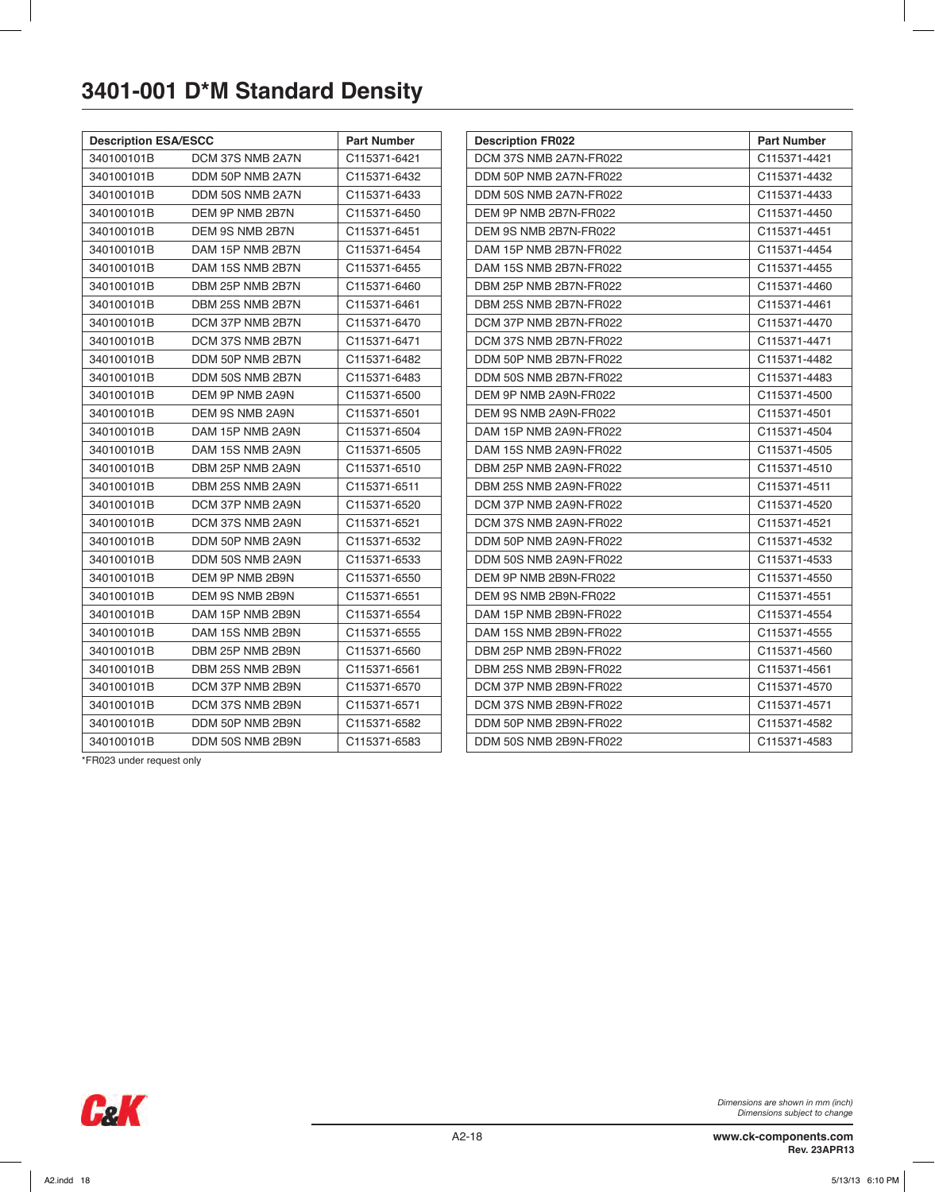# 3401-001 D*M Standard Density

| Description ESA/ESCC | | Part Number |
|---|---|---|
| 340100101B | DCM 37S NMB 2A7N | C115371-6421 |
| 340100101B | DDM 50P NMB 2A7N | C115371-6432 |
| 340100101B | DDM 50S NMB 2A7N | C115371-6433 |
| 340100101B | DEM 9P NMB 2B7N | C115371-6450 |
| 340100101B | DEM 9S NMB 2B7N | C115371-6451 |
| 340100101B | DAM 15P NMB 2B7N | C115371-6454 |
| 340100101B | DAM 15S NMB 2B7N | C115371-6455 |
| 340100101B | DBM 25P NMB 2B7N | C115371-6460 |
| 340100101B | DBM 25S NMB 2B7N | C115371-6461 |
| 340100101B | DCM 37P NMB 2B7N | C115371-6470 |
| 340100101B | DCM 37S NMB 2B7N | C115371-6471 |
| 340100101B | DDM 50P NMB 2B7N | C115371-6482 |
| 340100101B | DDM 50S NMB 2B7N | C115371-6483 |
| 340100101B | DEM 9P NMB 2A9N | C115371-6500 |
| 340100101B | DEM 9S NMB 2A9N | C115371-6501 |
| 340100101B | DAM 15P NMB 2A9N | C115371-6504 |
| 340100101B | DAM 15S NMB 2A9N | C115371-6505 |
| 340100101B | DBM 25P NMB 2A9N | C115371-6510 |
| 340100101B | DBM 25S NMB 2A9N | C115371-6511 |
| 340100101B | DCM 37P NMB 2A9N | C115371-6520 |
| 340100101B | DCM 37S NMB 2A9N | C115371-6521 |
| 340100101B | DDM 50P NMB 2A9N | C115371-6532 |
| 340100101B | DDM 50S NMB 2A9N | C115371-6533 |
| 340100101B | DEM 9P NMB 2B9N | C115371-6550 |
| 340100101B | DEM 9S NMB 2B9N | C115371-6551 |
| 340100101B | DAM 15P NMB 2B9N | C115371-6554 |
| 340100101B | DAM 15S NMB 2B9N | C115371-6555 |
| 340100101B | DBM 25P NMB 2B9N | C115371-6560 |
| 340100101B | DBM 25S NMB 2B9N | C115371-6561 |
| 340100101B | DCM 37P NMB 2B9N | C115371-6570 |
| 340100101B | DCM 37S NMB 2B9N | C115371-6571 |
| 340100101B | DDM 50P NMB 2B9N | C115371-6582 |
| 340100101B | DDM 50S NMB 2B9N | C115371-6583 |

*FR023 under request only

| Description FR022 | Part Number |
|---|---|
| DCM 37S NMB 2A7N-FR022 | C115371-4421 |
| DDM 50P NMB 2A7N-FR022 | C115371-4432 |
| DDM 50S NMB 2A7N-FR022 | C115371-4433 |
| DEM 9P NMB 2B7N-FR022 | C115371-4450 |
| DEM 9S NMB 2B7N-FR022 | C115371-4451 |
| DAM 15P NMB 2B7N-FR022 | C115371-4454 |
| DAM 15S NMB 2B7N-FR022 | C115371-4455 |
| DBM 25P NMB 2B7N-FR022 | C115371-4460 |
| DBM 25S NMB 2B7N-FR022 | C115371-4461 |
| DCM 37P NMB 2B7N-FR022 | C115371-4470 |
| DCM 37S NMB 2B7N-FR022 | C115371-4471 |
| DDM 50P NMB 2B7N-FR022 | C115371-4482 |
| DDM 50S NMB 2B7N-FR022 | C115371-4483 |
| DEM 9P NMB 2A9N-FR022 | C115371-4500 |
| DEM 9S NMB 2A9N-FR022 | C115371-4501 |
| DAM 15P NMB 2A9N-FR022 | C115371-4504 |
| DAM 15S NMB 2A9N-FR022 | C115371-4505 |
| DBM 25P NMB 2A9N-FR022 | C115371-4510 |
| DBM 25S NMB 2A9N-FR022 | C115371-4511 |
| DCM 37P NMB 2A9N-FR022 | C115371-4520 |
| DCM 37S NMB 2A9N-FR022 | C115371-4521 |
| DDM 50P NMB 2A9N-FR022 | C115371-4532 |
| DDM 50S NMB 2A9N-FR022 | C115371-4533 |
| DEM 9P NMB 2B9N-FR022 | C115371-4550 |
| DEM 9S NMB 2B9N-FR022 | C115371-4551 |
| DAM 15P NMB 2B9N-FR022 | C115371-4554 |
| DAM 15S NMB 2B9N-FR022 | C115371-4555 |
| DBM 25P NMB 2B9N-FR022 | C115371-4560 |
| DBM 25S NMB 2B9N-FR022 | C115371-4561 |
| DCM 37P NMB 2B9N-FR022 | C115371-4570 |
| DCM 37S NMB 2B9N-FR022 | C115371-4571 |
| DDM 50P NMB 2B9N-FR022 | C115371-4582 |
| DDM 50S NMB 2B9N-FR022 | C115371-4583 |

*Dimensions are shown in mm (inch)*
*Dimensions subject to change*

**www.ck-components.com**
**Rev. 23APR13**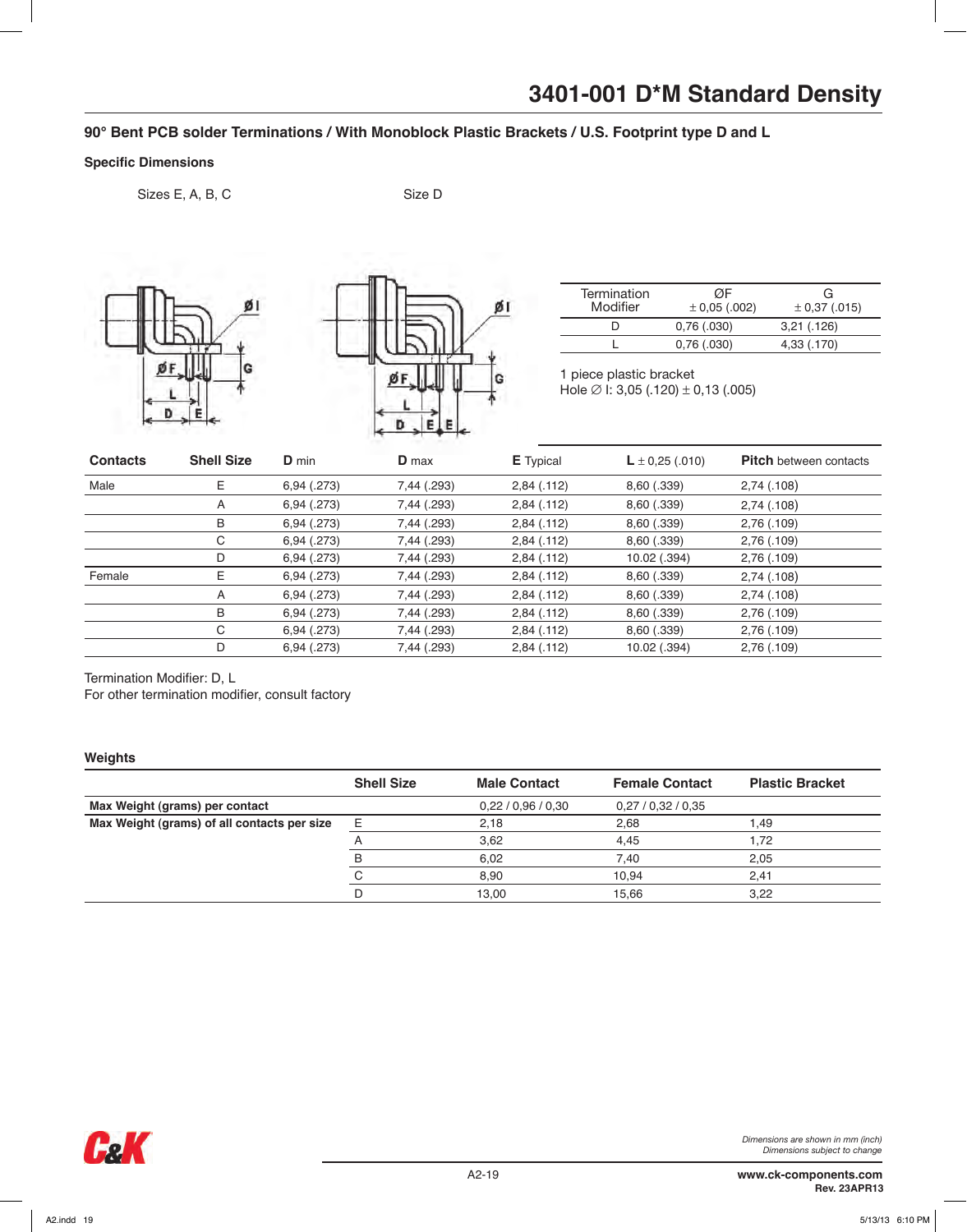# 3401-001 D*M Standard Density

## 90° Bent PCB solder Terminations / With Monoblock Plastic Brackets / U.S. Footprint type D and L

### Specific Dimensions

Sizes E, A, B, C

Size D

| Termination Modifier | ØF ± 0,05 (.002) | G ± 0,37 (.015) |
|---|---|---|
| D | 0,76 (.030) | 3,21 (.126) |
| L | 0,76 (.030) | 4,33 (.170) |

1 piece plastic bracket
Hole ∅ I: 3,05 (.120) ± 0,13 (.005)

| Contacts | Shell Size | D min | D max | E Typical | L ± 0,25 (.010) | Pitch between contacts |
|---|---|---|---|---|---|---|
| Male | E | 6,94 (.273) | 7,44 (.293) | 2,84 (.112) | 8,60 (.339) | 2,74 (.108) |
| | A | 6,94 (.273) | 7,44 (.293) | 2,84 (.112) | 8,60 (.339) | 2,74 (.108) |
| | B | 6,94 (.273) | 7,44 (.293) | 2,84 (.112) | 8,60 (.339) | 2,76 (.109) |
| | C | 6,94 (.273) | 7,44 (.293) | 2,84 (.112) | 8,60 (.339) | 2,76 (.109) |
| | D | 6,94 (.273) | 7,44 (.293) | 2,84 (.112) | 10.02 (.394) | 2,76 (.109) |
| Female | E | 6,94 (.273) | 7,44 (.293) | 2,84 (.112) | 8,60 (.339) | 2,74 (.108) |
| | A | 6,94 (.273) | 7,44 (.293) | 2,84 (.112) | 8,60 (.339) | 2,74 (.108) |
| | B | 6,94 (.273) | 7,44 (.293) | 2,84 (.112) | 8,60 (.339) | 2,76 (.109) |
| | C | 6,94 (.273) | 7,44 (.293) | 2,84 (.112) | 8,60 (.339) | 2,76 (.109) |
| | D | 6,94 (.273) | 7,44 (.293) | 2,84 (.112) | 10.02 (.394) | 2,76 (.109) |

Termination Modifier: D, L
For other termination modifier, consult factory

### Weights

| | Shell Size | Male Contact | Female Contact | Plastic Bracket |
|---|---|---|---|---|
| **Max Weight (grams) per contact** | | 0,22 / 0,96 / 0,30 | 0,27 / 0,32 / 0,35 | |
| **Max Weight (grams) of all contacts per size** | E | 2,18 | 2,68 | 1,49 |
| | A | 3,62 | 4,45 | 1,72 |
| | B | 6,02 | 7,40 | 2,05 |
| | C | 8,90 | 10,94 | 2,41 |
| | D | 13,00 | 15,66 | 3,22 |

*Dimensions are shown in mm (inch)*
*Dimensions subject to change*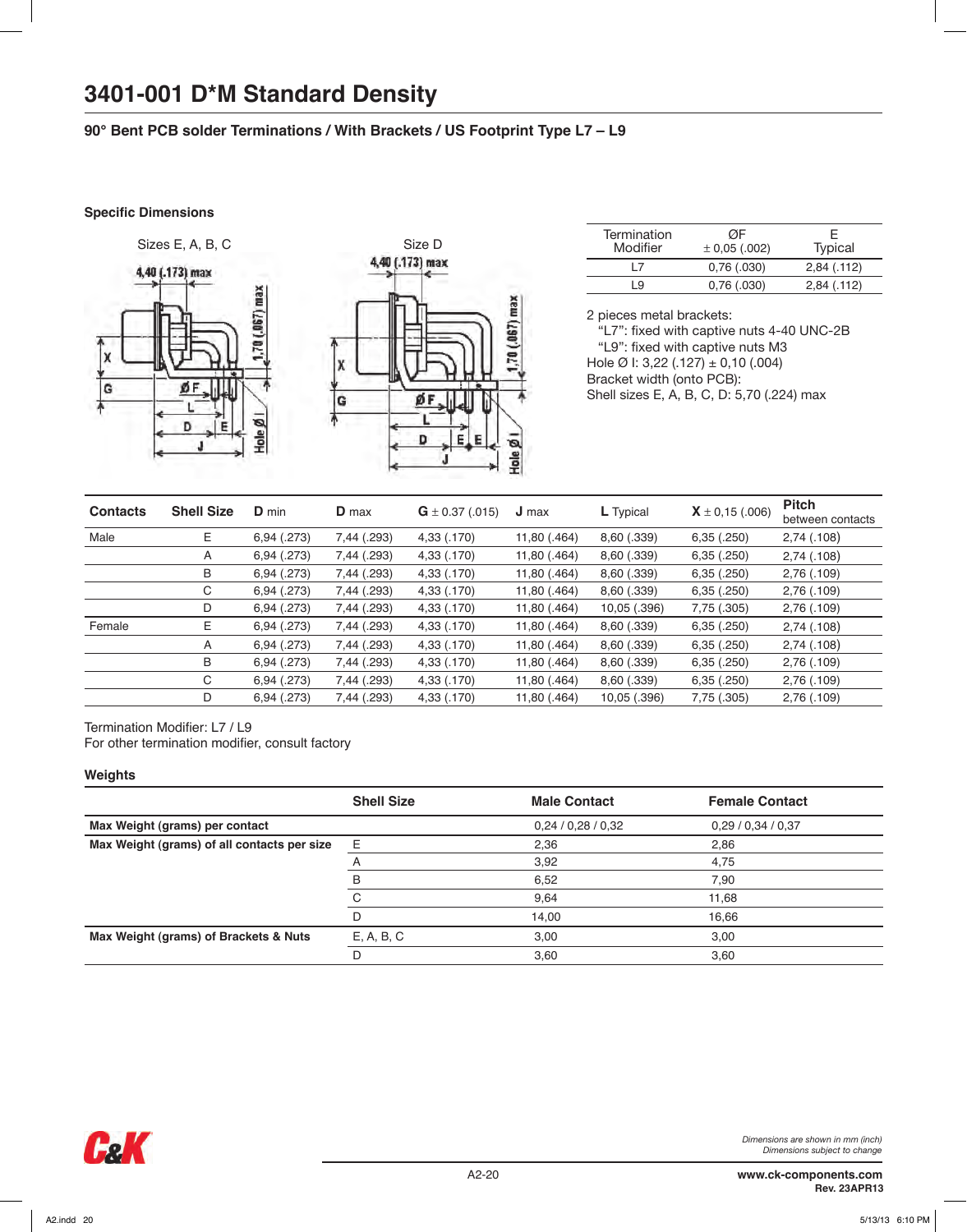# 3401-001 D*M Standard Density

## 90° Bent PCB solder Terminations / With Brackets / US Footprint Type L7 – L9

### Specific Dimensions

Sizes E, A, B, C

Size D

| Termination Modifier | ØF ± 0,05 (.002) | E Typical |
| --- | --- | --- |
| L7 | 0,76 (.030) | 2,84 (.112) |
| L9 | 0,76 (.030) | 2,84 (.112) |

2 pieces metal brackets:
 "L7": fixed with captive nuts 4-40 UNC-2B
 "L9": fixed with captive nuts M3
Hole Ø I: 3,22 (.127) ± 0,10 (.004)
Bracket width (onto PCB):
Shell sizes E, A, B, C, D: 5,70 (.224) max

| Contacts | Shell Size | D min | D max | G ± 0.37 (.015) | J max | L Typical | X ± 0,15 (.006) | Pitch between contacts |
| --- | --- | --- | --- | --- | --- | --- | --- | --- |
| Male | E | 6,94 (.273) | 7,44 (.293) | 4,33 (.170) | 11,80 (.464) | 8,60 (.339) | 6,35 (.250) | 2,74 (.108) |
| | A | 6,94 (.273) | 7,44 (.293) | 4,33 (.170) | 11,80 (.464) | 8,60 (.339) | 6,35 (.250) | 2,74 (.108) |
| | B | 6,94 (.273) | 7,44 (.293) | 4,33 (.170) | 11,80 (.464) | 8,60 (.339) | 6,35 (.250) | 2,76 (.109) |
| | C | 6,94 (.273) | 7,44 (.293) | 4,33 (.170) | 11,80 (.464) | 8,60 (.339) | 6,35 (.250) | 2,76 (.109) |
| | D | 6,94 (.273) | 7,44 (.293) | 4,33 (.170) | 11,80 (.464) | 10,05 (.396) | 7,75 (.305) | 2,76 (.109) |
| Female | E | 6,94 (.273) | 7,44 (.293) | 4,33 (.170) | 11,80 (.464) | 8,60 (.339) | 6,35 (.250) | 2,74 (.108) |
| | A | 6,94 (.273) | 7,44 (.293) | 4,33 (.170) | 11,80 (.464) | 8,60 (.339) | 6,35 (.250) | 2,74 (.108) |
| | B | 6,94 (.273) | 7,44 (.293) | 4,33 (.170) | 11,80 (.464) | 8,60 (.339) | 6,35 (.250) | 2,76 (.109) |
| | C | 6,94 (.273) | 7,44 (.293) | 4,33 (.170) | 11,80 (.464) | 8,60 (.339) | 6,35 (.250) | 2,76 (.109) |
| | D | 6,94 (.273) | 7,44 (.293) | 4,33 (.170) | 11,80 (.464) | 10,05 (.396) | 7,75 (.305) | 2,76 (.109) |

Termination Modifier: L7 / L9
For other termination modifier, consult factory

### Weights

| | Shell Size | Male Contact | Female Contact |
| --- | --- | --- | --- |
| **Max Weight (grams) per contact** | | 0,24 / 0,28 / 0,32 | 0,29 / 0,34 / 0,37 |
| **Max Weight (grams) of all contacts per size** | E | 2,36 | 2,86 |
| | A | 3,92 | 4,75 |
| | B | 6,52 | 7,90 |
| | C | 9,64 | 11,68 |
| | D | 14,00 | 16,66 |
| **Max Weight (grams) of Brackets & Nuts** | E, A, B, C | 3,00 | 3,00 |
| | D | 3,60 | 3,60 |

*Dimensions are shown in mm (inch)*
*Dimensions subject to change*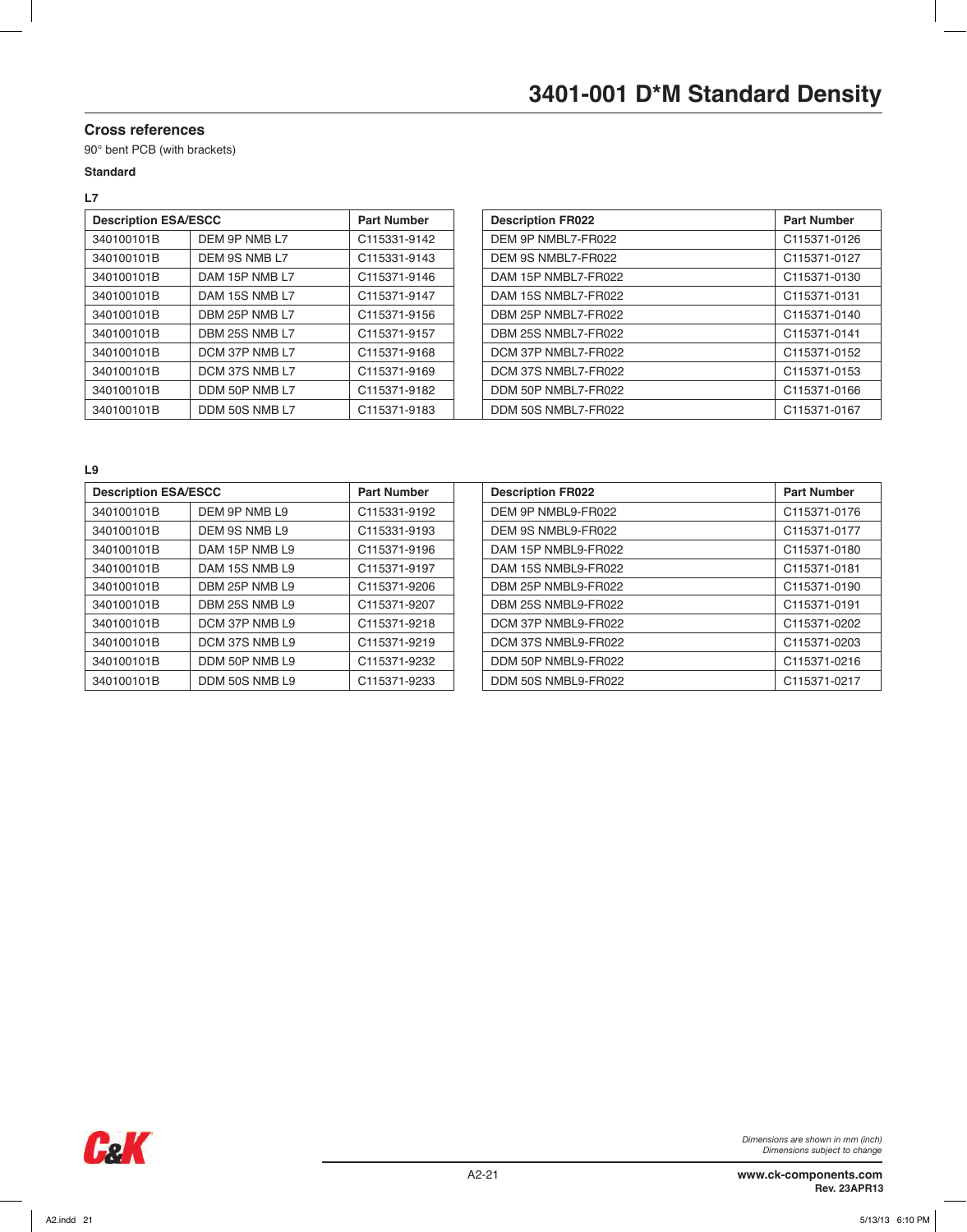# 3401-001 D*M Standard Density

## Cross references

90° bent PCB (with brackets)

**Standard**

**L7**

| Description ESA/ESCC | | Part Number |
|---|---|---|
| 340100101B | DEM 9P NMB L7 | C115331-9142 |
| 340100101B | DEM 9S NMB L7 | C115331-9143 |
| 340100101B | DAM 15P NMB L7 | C115371-9146 |
| 340100101B | DAM 15S NMB L7 | C115371-9147 |
| 340100101B | DBM 25P NMB L7 | C115371-9156 |
| 340100101B | DBM 25S NMB L7 | C115371-9157 |
| 340100101B | DCM 37P NMB L7 | C115371-9168 |
| 340100101B | DCM 37S NMB L7 | C115371-9169 |
| 340100101B | DDM 50P NMB L7 | C115371-9182 |
| 340100101B | DDM 50S NMB L7 | C115371-9183 |

| Description FR022 | Part Number |
|---|---|
| DEM 9P NMBL7-FR022 | C115371-0126 |
| DEM 9S NMBL7-FR022 | C115371-0127 |
| DAM 15P NMBL7-FR022 | C115371-0130 |
| DAM 15S NMBL7-FR022 | C115371-0131 |
| DBM 25P NMBL7-FR022 | C115371-0140 |
| DBM 25S NMBL7-FR022 | C115371-0141 |
| DCM 37P NMBL7-FR022 | C115371-0152 |
| DCM 37S NMBL7-FR022 | C115371-0153 |
| DDM 50P NMBL7-FR022 | C115371-0166 |
| DDM 50S NMBL7-FR022 | C115371-0167 |

**L9**

| Description ESA/ESCC | | Part Number |
|---|---|---|
| 340100101B | DEM 9P NMB L9 | C115331-9192 |
| 340100101B | DEM 9S NMB L9 | C115331-9193 |
| 340100101B | DAM 15P NMB L9 | C115371-9196 |
| 340100101B | DAM 15S NMB L9 | C115371-9197 |
| 340100101B | DBM 25P NMB L9 | C115371-9206 |
| 340100101B | DBM 25S NMB L9 | C115371-9207 |
| 340100101B | DCM 37P NMB L9 | C115371-9218 |
| 340100101B | DCM 37S NMB L9 | C115371-9219 |
| 340100101B | DDM 50P NMB L9 | C115371-9232 |
| 340100101B | DDM 50S NMB L9 | C115371-9233 |

| Description FR022 | Part Number |
|---|---|
| DEM 9P NMBL9-FR022 | C115371-0176 |
| DEM 9S NMBL9-FR022 | C115371-0177 |
| DAM 15P NMBL9-FR022 | C115371-0180 |
| DAM 15S NMBL9-FR022 | C115371-0181 |
| DBM 25P NMBL9-FR022 | C115371-0190 |
| DBM 25S NMBL9-FR022 | C115371-0191 |
| DCM 37P NMBL9-FR022 | C115371-0202 |
| DCM 37S NMBL9-FR022 | C115371-0203 |
| DDM 50P NMBL9-FR022 | C115371-0216 |
| DDM 50S NMBL9-FR022 | C115371-0217 |

*Dimensions are shown in mm (inch)*
*Dimensions subject to change*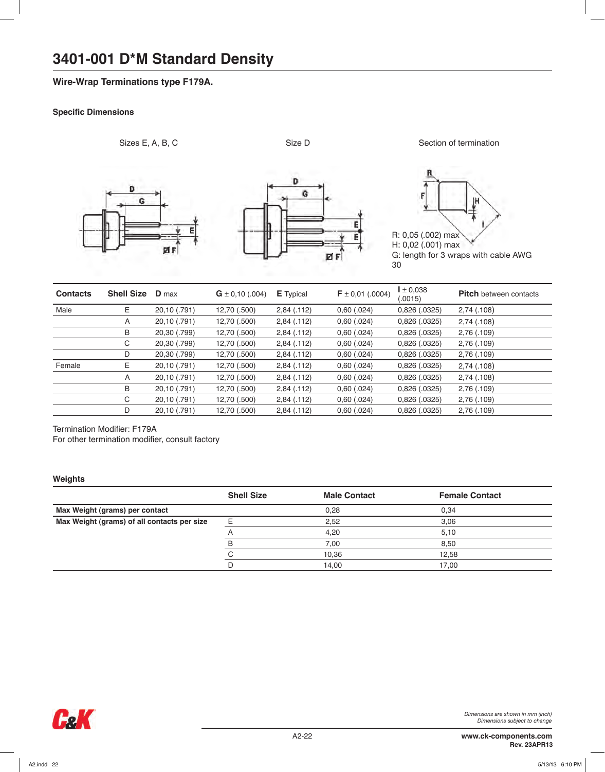# 3401-001 D*M Standard Density

### Wire-Wrap Terminations type F179A.

#### Specific Dimensions

Sizes E, A, B, C

Size D

Section of termination

R: 0,05 (.002) max
H: 0,02 (.001) max
G: length for 3 wraps with cable AWG 30

| Contacts | Shell Size | D max | G ± 0,10 (.004) | E Typical | F ± 0,01 (.0004) | I ± 0,038 (.0015) | Pitch between contacts |
|---|---|---|---|---|---|---|---|
| Male | E | 20,10 (.791) | 12,70 (.500) | 2,84 (.112) | 0,60 (.024) | 0,826 (.0325) | 2,74 (.108) |
| | A | 20,10 (.791) | 12,70 (.500) | 2,84 (.112) | 0,60 (.024) | 0,826 (.0325) | 2,74 (.108) |
| | B | 20,30 (.799) | 12,70 (.500) | 2,84 (.112) | 0,60 (.024) | 0,826 (.0325) | 2,76 (.109) |
| | C | 20,30 (.799) | 12,70 (.500) | 2,84 (.112) | 0,60 (.024) | 0,826 (.0325) | 2,76 (.109) |
| | D | 20,30 (.799) | 12,70 (.500) | 2,84 (.112) | 0,60 (.024) | 0,826 (.0325) | 2,76 (.109) |
| Female | E | 20,10 (.791) | 12,70 (.500) | 2,84 (.112) | 0,60 (.024) | 0,826 (.0325) | 2,74 (.108) |
| | A | 20,10 (.791) | 12,70 (.500) | 2,84 (.112) | 0,60 (.024) | 0,826 (.0325) | 2,74 (.108) |
| | B | 20,10 (.791) | 12,70 (.500) | 2,84 (.112) | 0,60 (.024) | 0,826 (.0325) | 2,76 (.109) |
| | C | 20,10 (.791) | 12,70 (.500) | 2,84 (.112) | 0,60 (.024) | 0,826 (.0325) | 2,76 (.109) |
| | D | 20,10 (.791) | 12,70 (.500) | 2,84 (.112) | 0,60 (.024) | 0,826 (.0325) | 2,76 (.109) |

Termination Modifier: F179A
For other termination modifier, consult factory

#### Weights

| | Shell Size | Male Contact | Female Contact |
|---|---|---|---|
| **Max Weight (grams) per contact** | | 0,28 | 0,34 |
| **Max Weight (grams) of all contacts per size** | E | 2,52 | 3,06 |
| | A | 4,20 | 5,10 |
| | B | 7,00 | 8,50 |
| | C | 10,36 | 12,58 |
| | D | 14,00 | 17,00 |

*Dimensions are shown in mm (inch)*
*Dimensions subject to change*

**www.ck-components.com**
**Rev. 23APR13**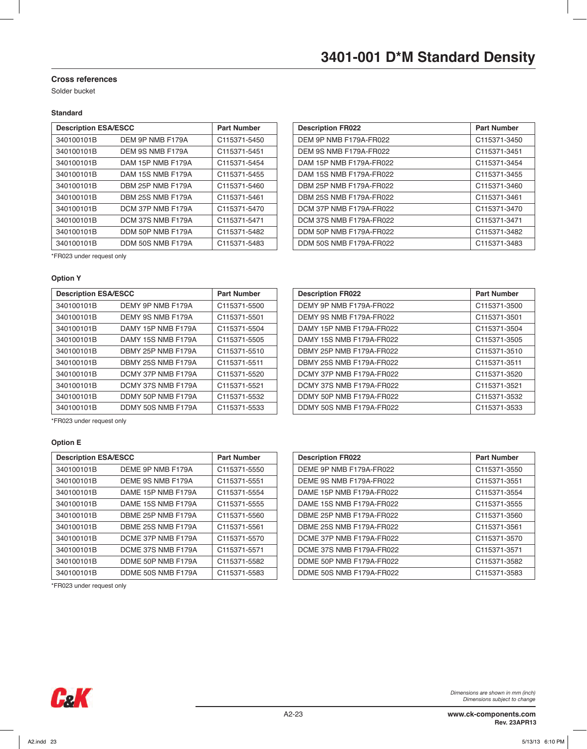# 3401-001 D*M Standard Density

## Cross references

Solder bucket

### Standard

| Description ESA/ESCC | | Part Number |
|---|---|---|
| 340100101B | DEM 9P NMB F179A | C115371-5450 |
| 340100101B | DEM 9S NMB F179A | C115371-5451 |
| 340100101B | DAM 15P NMB F179A | C115371-5454 |
| 340100101B | DAM 15S NMB F179A | C115371-5455 |
| 340100101B | DBM 25P NMB F179A | C115371-5460 |
| 340100101B | DBM 25S NMB F179A | C115371-5461 |
| 340100101B | DCM 37P NMB F179A | C115371-5470 |
| 340100101B | DCM 37S NMB F179A | C115371-5471 |
| 340100101B | DDM 50P NMB F179A | C115371-5482 |
| 340100101B | DDM 50S NMB F179A | C115371-5483 |

| Description FR022 | Part Number |
|---|---|
| DEM 9P NMB F179A-FR022 | C115371-3450 |
| DEM 9S NMB F179A-FR022 | C115371-3451 |
| DAM 15P NMB F179A-FR022 | C115371-3454 |
| DAM 15S NMB F179A-FR022 | C115371-3455 |
| DBM 25P NMB F179A-FR022 | C115371-3460 |
| DBM 25S NMB F179A-FR022 | C115371-3461 |
| DCM 37P NMB F179A-FR022 | C115371-3470 |
| DCM 37S NMB F179A-FR022 | C115371-3471 |
| DDM 50P NMB F179A-FR022 | C115371-3482 |
| DDM 50S NMB F179A-FR022 | C115371-3483 |

*FR023 under request only

### Option Y

| Description ESA/ESCC | | Part Number |
|---|---|---|
| 340100101B | DEMY 9P NMB F179A | C115371-5500 |
| 340100101B | DEMY 9S NMB F179A | C115371-5501 |
| 340100101B | DAMY 15P NMB F179A | C115371-5504 |
| 340100101B | DAMY 15S NMB F179A | C115371-5505 |
| 340100101B | DBMY 25P NMB F179A | C115371-5510 |
| 340100101B | DBMY 25S NMB F179A | C115371-5511 |
| 340100101B | DCMY 37P NMB F179A | C115371-5520 |
| 340100101B | DCMY 37S NMB F179A | C115371-5521 |
| 340100101B | DDMY 50P NMB F179A | C115371-5532 |
| 340100101B | DDMY 50S NMB F179A | C115371-5533 |

| Description FR022 | Part Number |
|---|---|
| DEMY 9P NMB F179A-FR022 | C115371-3500 |
| DEMY 9S NMB F179A-FR022 | C115371-3501 |
| DAMY 15P NMB F179A-FR022 | C115371-3504 |
| DAMY 15S NMB F179A-FR022 | C115371-3505 |
| DBMY 25P NMB F179A-FR022 | C115371-3510 |
| DBMY 25S NMB F179A-FR022 | C115371-3511 |
| DCMY 37P NMB F179A-FR022 | C115371-3520 |
| DCMY 37S NMB F179A-FR022 | C115371-3521 |
| DDMY 50P NMB F179A-FR022 | C115371-3532 |
| DDMY 50S NMB F179A-FR022 | C115371-3533 |

*FR023 under request only

### Option E

| Description ESA/ESCC | | Part Number |
|---|---|---|
| 340100101B | DEME 9P NMB F179A | C115371-5550 |
| 340100101B | DEME 9S NMB F179A | C115371-5551 |
| 340100101B | DAME 15P NMB F179A | C115371-5554 |
| 340100101B | DAME 15S NMB F179A | C115371-5555 |
| 340100101B | DBME 25P NMB F179A | C115371-5560 |
| 340100101B | DBME 25S NMB F179A | C115371-5561 |
| 340100101B | DCME 37P NMB F179A | C115371-5570 |
| 340100101B | DCME 37S NMB F179A | C115371-5571 |
| 340100101B | DDME 50P NMB F179A | C115371-5582 |
| 340100101B | DDME 50S NMB F179A | C115371-5583 |

| Description FR022 | Part Number |
|---|---|
| DEME 9P NMB F179A-FR022 | C115371-3550 |
| DEME 9S NMB F179A-FR022 | C115371-3551 |
| DAME 15P NMB F179A-FR022 | C115371-3554 |
| DAME 15S NMB F179A-FR022 | C115371-3555 |
| DBME 25P NMB F179A-FR022 | C115371-3560 |
| DBME 25S NMB F179A-FR022 | C115371-3561 |
| DCME 37P NMB F179A-FR022 | C115371-3570 |
| DCME 37S NMB F179A-FR022 | C115371-3571 |
| DDME 50P NMB F179A-FR022 | C115371-3582 |
| DDME 50S NMB F179A-FR022 | C115371-3583 |

*FR023 under request only

*Dimensions are shown in mm (inch)*
*Dimensions subject to change*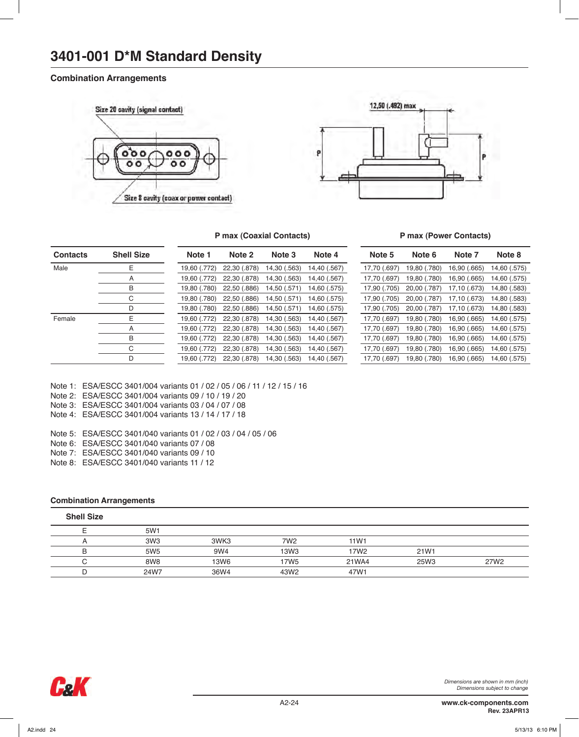# 3401-001 D*M Standard Density

### Combination Arrangements

Size 20 cavity (signal contact)

Size 8 cavity (coax or power contact)

12,50 (.492) max

P

P

| Contacts | Shell Size | P max (Coaxial Contacts) | | | | P max (Power Contacts) | | | |
|---|---|---|---|---|---|---|---|---|---|
| | | Note 1 | Note 2 | Note 3 | Note 4 | Note 5 | Note 6 | Note 7 | Note 8 |
| Male | E | 19,60 (.772) | 22,30 (.878) | 14,30 (.563) | 14,40 (.567) | 17,70 (.697) | 19,80 (.780) | 16,90 (.665) | 14,60 (.575) |
| | A | 19,60 (.772) | 22,30 (.878) | 14,30 (.563) | 14,40 (.567) | 17,70 (.697) | 19,80 (.780) | 16,90 (.665) | 14,60 (.575) |
| | B | 19,80 (.780) | 22,50 (.886) | 14,50 (.571) | 14,60 (.575) | 17,90 (.705) | 20,00 (.787) | 17,10 (.673) | 14,80 (.583) |
| | C | 19,80 (.780) | 22,50 (.886) | 14,50 (.571) | 14,60 (.575) | 17,90 (.705) | 20,00 (.787) | 17,10 (.673) | 14,80 (.583) |
| | D | 19,80 (.780) | 22,50 (.886) | 14,50 (.571) | 14,60 (.575) | 17,90 (.705) | 20,00 (.787) | 17,10 (.673) | 14,80 (.583) |
| Female | E | 19,60 (.772) | 22,30 (.878) | 14,30 (.563) | 14,40 (.567) | 17,70 (.697) | 19,80 (.780) | 16,90 (.665) | 14,60 (.575) |
| | A | 19,60 (.772) | 22,30 (.878) | 14,30 (.563) | 14,40 (.567) | 17,70 (.697) | 19,80 (.780) | 16,90 (.665) | 14,60 (.575) |
| | B | 19,60 (.772) | 22,30 (.878) | 14,30 (.563) | 14,40 (.567) | 17,70 (.697) | 19,80 (.780) | 16,90 (.665) | 14,60 (.575) |
| | C | 19,60 (.772) | 22,30 (.878) | 14,30 (.563) | 14,40 (.567) | 17,70 (.697) | 19,80 (.780) | 16,90 (.665) | 14,60 (.575) |
| | D | 19,60 (.772) | 22,30 (.878) | 14,30 (.563) | 14,40 (.567) | 17,70 (.697) | 19,80 (.780) | 16,90 (.665) | 14,60 (.575) |

Note 1: ESA/ESCC 3401/004 variants 01 / 02 / 05 / 06 / 11 / 12 / 15 / 16
Note 2: ESA/ESCC 3401/004 variants 09 / 10 / 19 / 20
Note 3: ESA/ESCC 3401/004 variants 03 / 04 / 07 / 08
Note 4: ESA/ESCC 3401/004 variants 13 / 14 / 17 / 18

Note 5: ESA/ESCC 3401/040 variants 01 / 02 / 03 / 04 / 05 / 06
Note 6: ESA/ESCC 3401/040 variants 07 / 08
Note 7: ESA/ESCC 3401/040 variants 09 / 10
Note 8: ESA/ESCC 3401/040 variants 11 / 12

### Combination Arrangements

| Shell Size | | | | | | |
|---|---|---|---|---|---|---|
| E | 5W1 | | | | | |
| A | 3W3 | 3WK3 | 7W2 | 11W1 | | |
| B | 5W5 | 9W4 | 13W3 | 17W2 | 21W1 | |
| C | 8W8 | 13W6 | 17W5 | 21WA4 | 25W3 | 27W2 |
| D | 24W7 | 36W4 | 43W2 | 47W1 | | |

*Dimensions are shown in mm (inch)*
*Dimensions subject to change*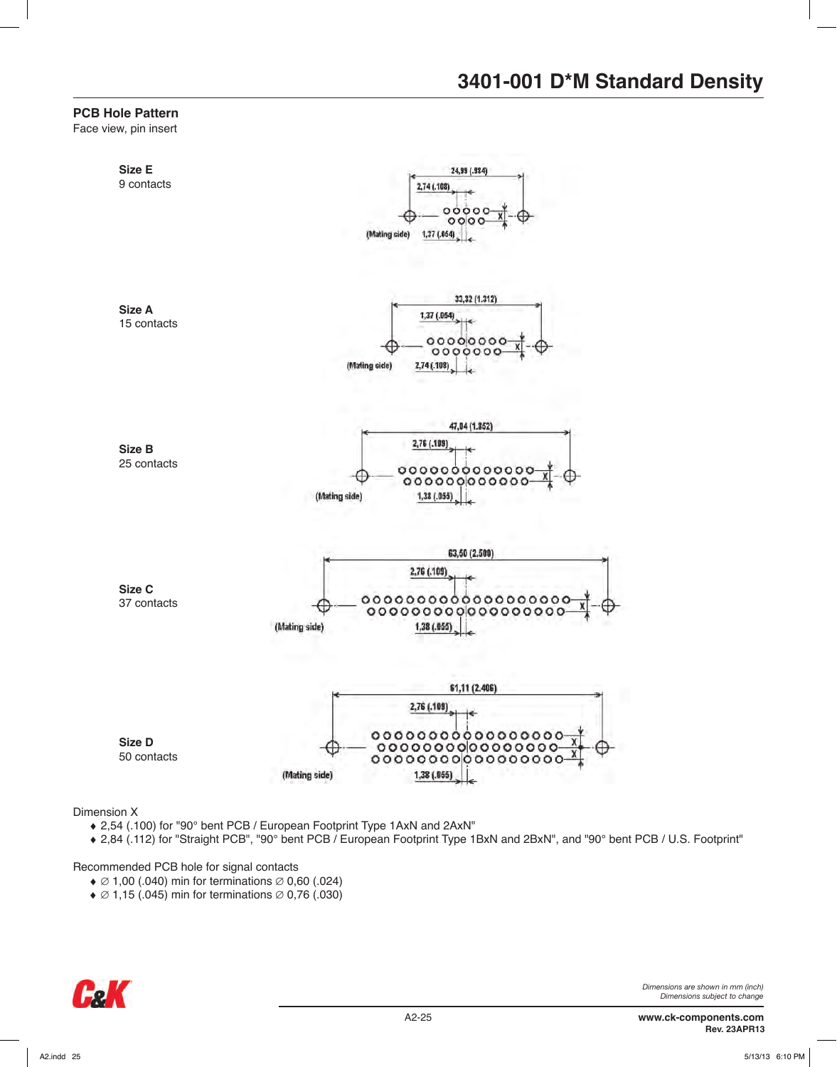# 3401-001 D*M Standard Density

## PCB Hole Pattern

Face view, pin insert

**Size E**
9 contacts

24,99 (.984)
2,74 (.108)
X
(Mating side)
1,37 (.054)

**Size A**
15 contacts

33,32 (1.312)
1,37 (.054)
X
(Mating side)
2,74 (.108)

**Size B**
25 contacts

47,04 (1.852)
2,76 (.109)
X
(Mating side)
1,38 (.055)

**Size C**
37 contacts

63,50 (2.500)
2,76 (.109)
X
(Mating side)
1,38 (.055)

**Size D**
50 contacts

61,11 (2.406)
2,76 (.109)
X
X
(Mating side)
1,38 (.055)

Dimension X

- 2,54 (.100) for "90° bent PCB / European Footprint Type 1AxN and 2AxN"
- 2,84 (.112) for "Straight PCB", "90° bent PCB / European Footprint Type 1BxN and 2BxN", and "90° bent PCB / U.S. Footprint"

Recommended PCB hole for signal contacts

- ∅ 1,00 (.040) min for terminations ∅ 0,60 (.024)
- ∅ 1,15 (.045) min for terminations ∅ 0,76 (.030)

*Dimensions are shown in mm (inch)*
*Dimensions subject to change*

**www.ck-components.com**
**Rev. 23APR13**